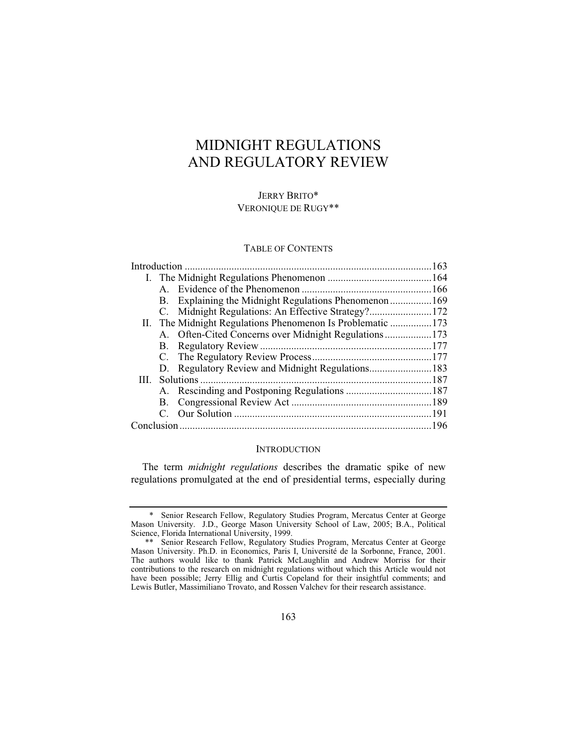# MIDNIGHT REGULATIONS AND REGULATORY REVIEW

JERRY BRITO*
VERONIQUE DE RUGY**

## TABLE OF CONTENTS

| | |
|---|---|
| Introduction | 163 |
| I. The Midnight Regulations Phenomenon | 164 |
| A. Evidence of the Phenomenon | 166 |
| B. Explaining the Midnight Regulations Phenomenon | 169 |
| C. Midnight Regulations: An Effective Strategy? | 172 |
| II. The Midnight Regulations Phenomenon Is Problematic | 173 |
| A. Often-Cited Concerns over Midnight Regulations | 173 |
| B. Regulatory Review | 177 |
| C. The Regulatory Review Process | 177 |
| D. Regulatory Review and Midnight Regulations | 183 |
| III. Solutions | 187 |
| A. Rescinding and Postponing Regulations | 187 |
| B. Congressional Review Act | 189 |
| C. Our Solution | 191 |
| Conclusion | 196 |

## INTRODUCTION

The term *midnight regulations* describes the dramatic spike of new regulations promulgated at the end of presidential terms, especially during

---

\* Senior Research Fellow, Regulatory Studies Program, Mercatus Center at George Mason University. J.D., George Mason University School of Law, 2005; B.A., Political Science, Florida International University, 1999.

\*\* Senior Research Fellow, Regulatory Studies Program, Mercatus Center at George Mason University. Ph.D. in Economics, Paris I, Université de la Sorbonne, France, 2001. The authors would like to thank Patrick McLaughlin and Andrew Morriss for their contributions to the research on midnight regulations without which this Article would not have been possible; Jerry Ellig and Curtis Copeland for their insightful comments; and Lewis Butler, Massimiliano Trovato, and Rossen Valchev for their research assistance.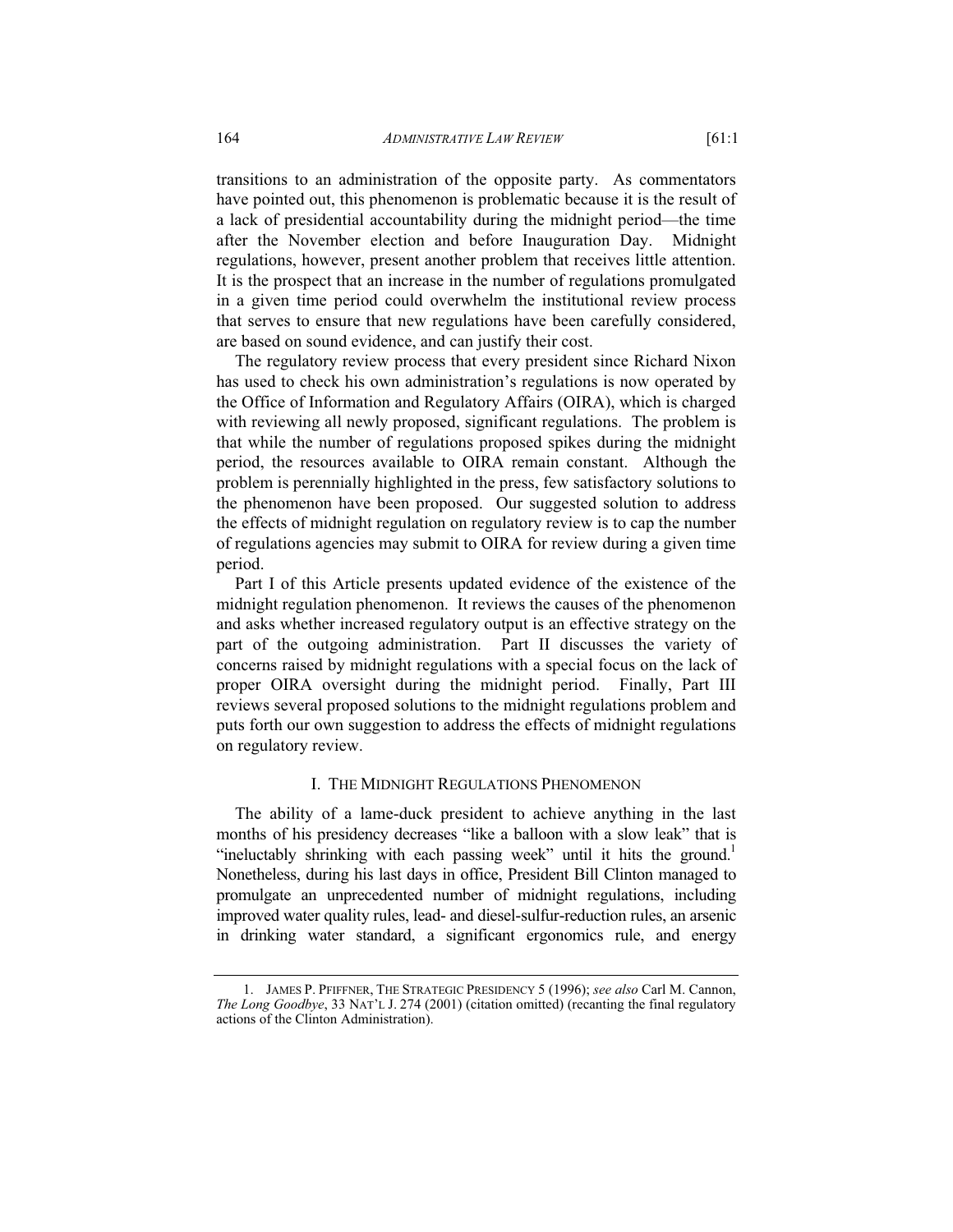transitions to an administration of the opposite party. As commentators have pointed out, this phenomenon is problematic because it is the result of a lack of presidential accountability during the midnight period—the time after the November election and before Inauguration Day. Midnight regulations, however, present another problem that receives little attention. It is the prospect that an increase in the number of regulations promulgated in a given time period could overwhelm the institutional review process that serves to ensure that new regulations have been carefully considered, are based on sound evidence, and can justify their cost.

The regulatory review process that every president since Richard Nixon has used to check his own administration's regulations is now operated by the Office of Information and Regulatory Affairs (OIRA), which is charged with reviewing all newly proposed, significant regulations. The problem is that while the number of regulations proposed spikes during the midnight period, the resources available to OIRA remain constant. Although the problem is perennially highlighted in the press, few satisfactory solutions to the phenomenon have been proposed. Our suggested solution to address the effects of midnight regulation on regulatory review is to cap the number of regulations agencies may submit to OIRA for review during a given time period.

Part I of this Article presents updated evidence of the existence of the midnight regulation phenomenon. It reviews the causes of the phenomenon and asks whether increased regulatory output is an effective strategy on the part of the outgoing administration. Part II discusses the variety of concerns raised by midnight regulations with a special focus on the lack of proper OIRA oversight during the midnight period. Finally, Part III reviews several proposed solutions to the midnight regulations problem and puts forth our own suggestion to address the effects of midnight regulations on regulatory review.

## I. THE MIDNIGHT REGULATIONS PHENOMENON

The ability of a lame-duck president to achieve anything in the last months of his presidency decreases "like a balloon with a slow leak" that is "ineluctably shrinking with each passing week" until it hits the ground.[1] Nonetheless, during his last days in office, President Bill Clinton managed to promulgate an unprecedented number of midnight regulations, including improved water quality rules, lead- and diesel-sulfur-reduction rules, an arsenic in drinking water standard, a significant ergonomics rule, and energy

---

1. JAMES P. PFIFFNER, THE STRATEGIC PRESIDENCY 5 (1996); *see also* Carl M. Cannon, *The Long Goodbye*, 33 NAT'L J. 274 (2001) (citation omitted) (recanting the final regulatory actions of the Clinton Administration).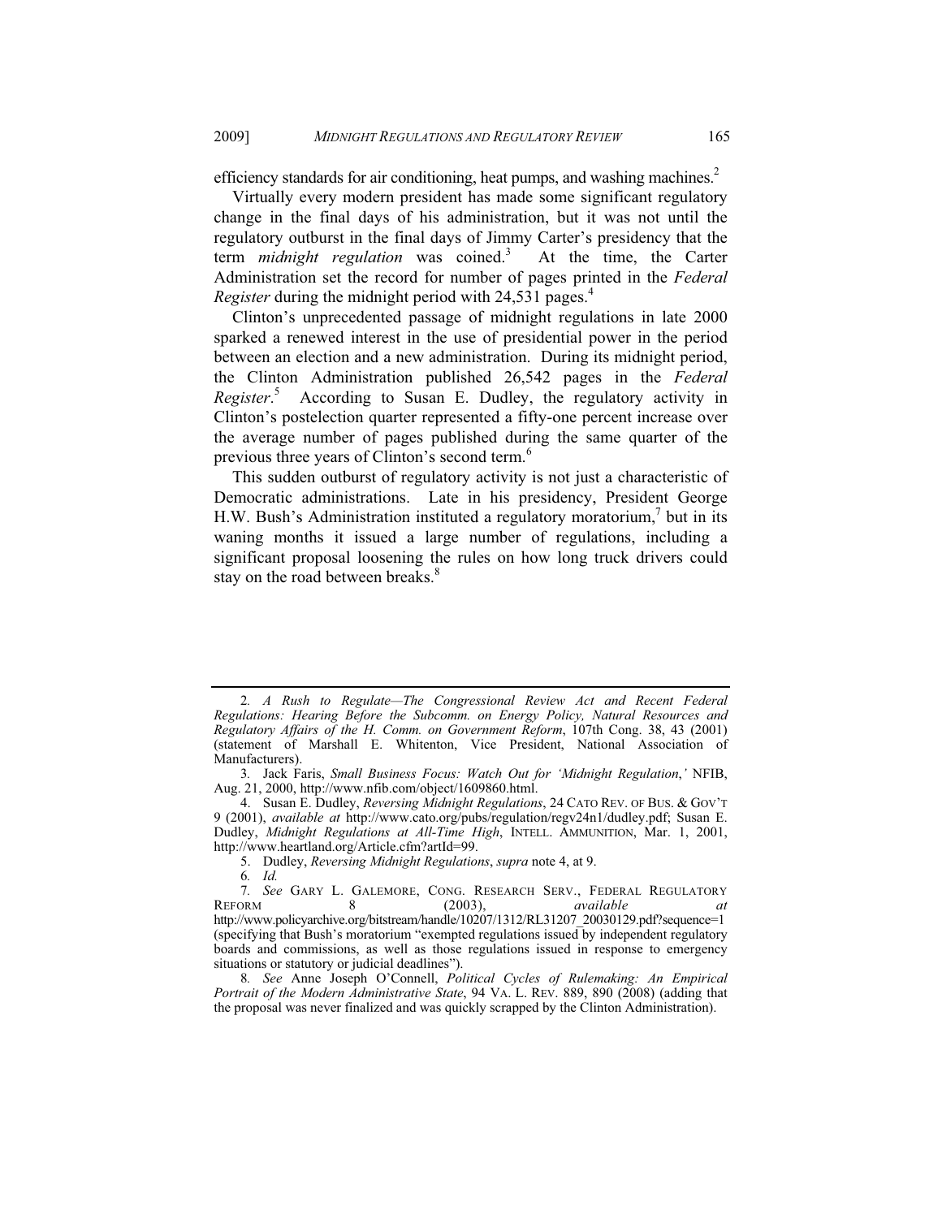efficiency standards for air conditioning, heat pumps, and washing machines.[2]

Virtually every modern president has made some significant regulatory change in the final days of his administration, but it was not until the regulatory outburst in the final days of Jimmy Carter's presidency that the term *midnight regulation* was coined.[3] At the time, the Carter Administration set the record for number of pages printed in the *Federal Register* during the midnight period with 24,531 pages.[4]

Clinton's unprecedented passage of midnight regulations in late 2000 sparked a renewed interest in the use of presidential power in the period between an election and a new administration. During its midnight period, the Clinton Administration published 26,542 pages in the *Federal Register*.[5] According to Susan E. Dudley, the regulatory activity in Clinton's postelection quarter represented a fifty-one percent increase over the average number of pages published during the same quarter of the previous three years of Clinton's second term.[6]

This sudden outburst of regulatory activity is not just a characteristic of Democratic administrations. Late in his presidency, President George H.W. Bush's Administration instituted a regulatory moratorium,[7] but in its waning months it issued a large number of regulations, including a significant proposal loosening the rules on how long truck drivers could stay on the road between breaks.[8]

---

2. *A Rush to Regulate—The Congressional Review Act and Recent Federal Regulations: Hearing Before the Subcomm. on Energy Policy, Natural Resources and Regulatory Affairs of the H. Comm. on Government Reform*, 107th Cong. 38, 43 (2001) (statement of Marshall E. Whitenton, Vice President, National Association of Manufacturers).

3. Jack Faris, *Small Business Focus: Watch Out for 'Midnight Regulation*,*'* NFIB, Aug. 21, 2000, http://www.nfib.com/object/1609860.html.

4. Susan E. Dudley, *Reversing Midnight Regulations*, 24 CATO REV. OF BUS. & GOV'T 9 (2001), *available at* http://www.cato.org/pubs/regulation/regv24n1/dudley.pdf; Susan E. Dudley, *Midnight Regulations at All-Time High*, INTELL. AMMUNITION, Mar. 1, 2001, http://www.heartland.org/Article.cfm?artId=99.

5. Dudley, *Reversing Midnight Regulations*, *supra* note 4, at 9.

6. *Id.*

7. *See* GARY L. GALEMORE, CONG. RESEARCH SERV., FEDERAL REGULATORY REFORM 8 (2003), *available at* http://www.policyarchive.org/bitstream/handle/10207/1312/RL31207_20030129.pdf?sequence=1 (specifying that Bush's moratorium "exempted regulations issued by independent regulatory boards and commissions, as well as those regulations issued in response to emergency situations or statutory or judicial deadlines").

8. *See* Anne Joseph O'Connell, *Political Cycles of Rulemaking: An Empirical Portrait of the Modern Administrative State*, 94 VA. L. REV. 889, 890 (2008) (adding that the proposal was never finalized and was quickly scrapped by the Clinton Administration).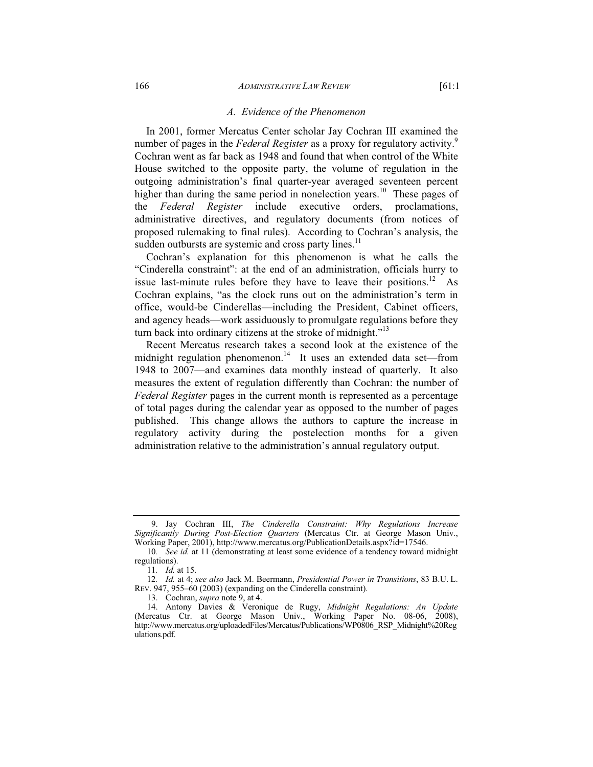### *A. Evidence of the Phenomenon*

In 2001, former Mercatus Center scholar Jay Cochran III examined the number of pages in the *Federal Register* as a proxy for regulatory activity.[9] Cochran went as far back as 1948 and found that when control of the White House switched to the opposite party, the volume of regulation in the outgoing administration's final quarter-year averaged seventeen percent higher than during the same period in nonelection years.[10] These pages of the *Federal Register* include executive orders, proclamations, administrative directives, and regulatory documents (from notices of proposed rulemaking to final rules). According to Cochran's analysis, the sudden outbursts are systemic and cross party lines.[11]

Cochran's explanation for this phenomenon is what he calls the "Cinderella constraint": at the end of an administration, officials hurry to issue last-minute rules before they have to leave their positions.[12] As Cochran explains, "as the clock runs out on the administration's term in office, would-be Cinderellas—including the President, Cabinet officers, and agency heads—work assiduously to promulgate regulations before they turn back into ordinary citizens at the stroke of midnight."[13]

Recent Mercatus research takes a second look at the existence of the midnight regulation phenomenon.[14] It uses an extended data set—from 1948 to 2007—and examines data monthly instead of quarterly. It also measures the extent of regulation differently than Cochran: the number of *Federal Register* pages in the current month is represented as a percentage of total pages during the calendar year as opposed to the number of pages published. This change allows the authors to capture the increase in regulatory activity during the postelection months for a given administration relative to the administration's annual regulatory output.

---

9. Jay Cochran III, *The Cinderella Constraint: Why Regulations Increase Significantly During Post-Election Quarters* (Mercatus Ctr. at George Mason Univ., Working Paper, 2001), http://www.mercatus.org/PublicationDetails.aspx?id=17546.

10. *See id.* at 11 (demonstrating at least some evidence of a tendency toward midnight regulations).

11. *Id.* at 15.

12. *Id.* at 4; *see also* Jack M. Beermann, *Presidential Power in Transitions*, 83 B.U. L. REV. 947, 955–60 (2003) (expanding on the Cinderella constraint).

13. Cochran, *supra* note 9, at 4.

14. Antony Davies & Veronique de Rugy, *Midnight Regulations: An Update* (Mercatus Ctr. at George Mason Univ., Working Paper No. 08-06, 2008), http://www.mercatus.org/uploadedFiles/Mercatus/Publications/WP0806_RSP_Midnight%20Regulations.pdf.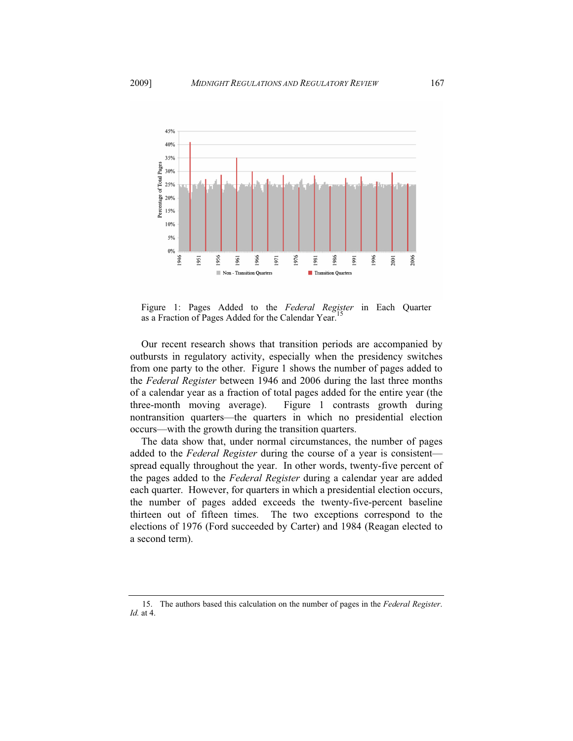Figure 1: Pages Added to the *Federal Register* in Each Quarter as a Fraction of Pages Added for the Calendar Year.[15]

Our recent research shows that transition periods are accompanied by outbursts in regulatory activity, especially when the presidency switches from one party to the other. Figure 1 shows the number of pages added to the *Federal Register* between 1946 and 2006 during the last three months of a calendar year as a fraction of total pages added for the entire year (the three-month moving average). Figure 1 contrasts growth during nontransition quarters—the quarters in which no presidential election occurs—with the growth during the transition quarters.

The data show that, under normal circumstances, the number of pages added to the *Federal Register* during the course of a year is consistent—spread equally throughout the year. In other words, twenty-five percent of the pages added to the *Federal Register* during a calendar year are added each quarter. However, for quarters in which a presidential election occurs, the number of pages added exceeds the twenty-five-percent baseline thirteen out of fifteen times. The two exceptions correspond to the elections of 1976 (Ford succeeded by Carter) and 1984 (Reagan elected to a second term).

15. The authors based this calculation on the number of pages in the *Federal Register*. *Id.* at 4.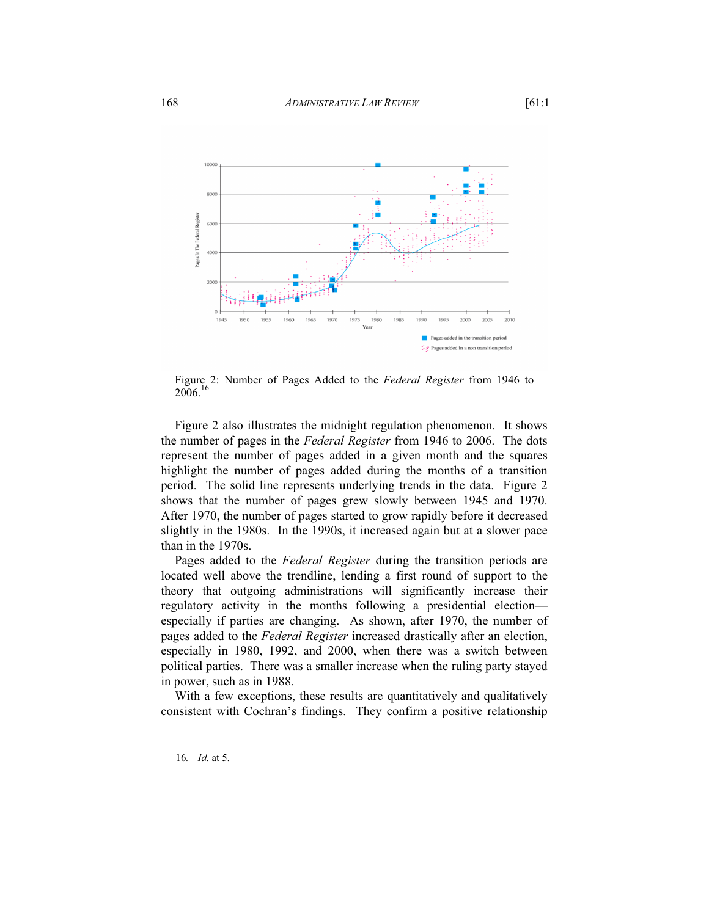Figure 2: Number of Pages Added to the *Federal Register* from 1946 to 2006.[16]

Figure 2 also illustrates the midnight regulation phenomenon. It shows the number of pages in the *Federal Register* from 1946 to 2006. The dots represent the number of pages added in a given month and the squares highlight the number of pages added during the months of a transition period. The solid line represents underlying trends in the data. Figure 2 shows that the number of pages grew slowly between 1945 and 1970. After 1970, the number of pages started to grow rapidly before it decreased slightly in the 1980s. In the 1990s, it increased again but at a slower pace than in the 1970s.

Pages added to the *Federal Register* during the transition periods are located well above the trendline, lending a first round of support to the theory that outgoing administrations will significantly increase their regulatory activity in the months following a presidential election—especially if parties are changing. As shown, after 1970, the number of pages added to the *Federal Register* increased drastically after an election, especially in 1980, 1992, and 2000, when there was a switch between political parties. There was a smaller increase when the ruling party stayed in power, such as in 1988.

With a few exceptions, these results are quantitatively and qualitatively consistent with Cochran's findings. They confirm a positive relationship

16. *Id.* at 5.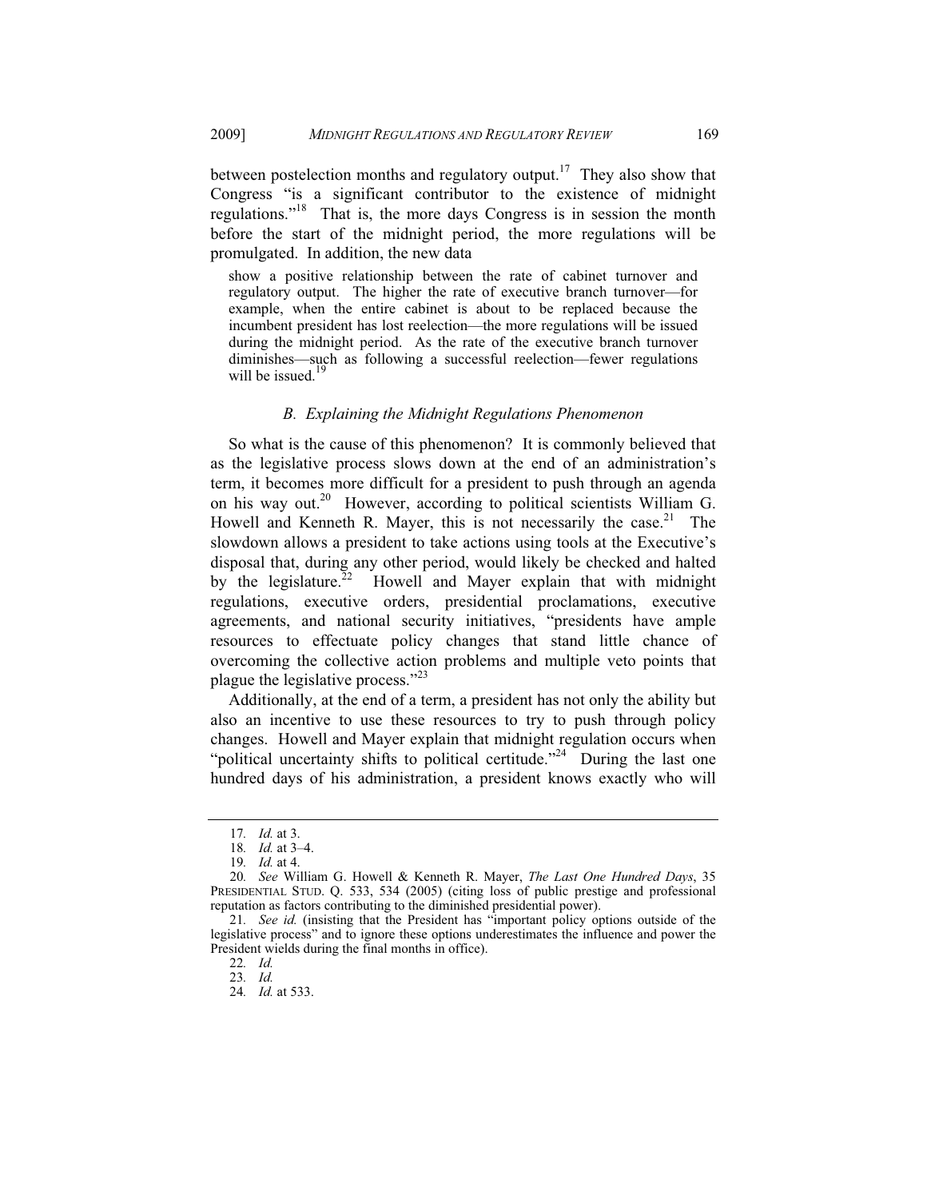between postelection months and regulatory output.[17] They also show that Congress "is a significant contributor to the existence of midnight regulations."[18] That is, the more days Congress is in session the month before the start of the midnight period, the more regulations will be promulgated. In addition, the new data

> show a positive relationship between the rate of cabinet turnover and regulatory output. The higher the rate of executive branch turnover—for example, when the entire cabinet is about to be replaced because the incumbent president has lost reelection—the more regulations will be issued during the midnight period. As the rate of the executive branch turnover diminishes—such as following a successful reelection—fewer regulations will be issued.[19]

### *B. Explaining the Midnight Regulations Phenomenon*

So what is the cause of this phenomenon? It is commonly believed that as the legislative process slows down at the end of an administration's term, it becomes more difficult for a president to push through an agenda on his way out.[20] However, according to political scientists William G. Howell and Kenneth R. Mayer, this is not necessarily the case.[21] The slowdown allows a president to take actions using tools at the Executive's disposal that, during any other period, would likely be checked and halted by the legislature.[22] Howell and Mayer explain that with midnight regulations, executive orders, presidential proclamations, executive agreements, and national security initiatives, "presidents have ample resources to effectuate policy changes that stand little chance of overcoming the collective action problems and multiple veto points that plague the legislative process."[23]

Additionally, at the end of a term, a president has not only the ability but also an incentive to use these resources to try to push through policy changes. Howell and Mayer explain that midnight regulation occurs when "political uncertainty shifts to political certitude."[24] During the last one hundred days of his administration, a president knows exactly who will

---

17. *Id.* at 3.
18. *Id.* at 3–4.
19. *Id.* at 4.
20. *See* William G. Howell & Kenneth R. Mayer, *The Last One Hundred Days*, 35 PRESIDENTIAL STUD. Q. 533, 534 (2005) (citing loss of public prestige and professional reputation as factors contributing to the diminished presidential power).
21. *See id.* (insisting that the President has "important policy options outside of the legislative process" and to ignore these options underestimates the influence and power the President wields during the final months in office).
22. *Id.*
23. *Id.*
24. *Id.* at 533.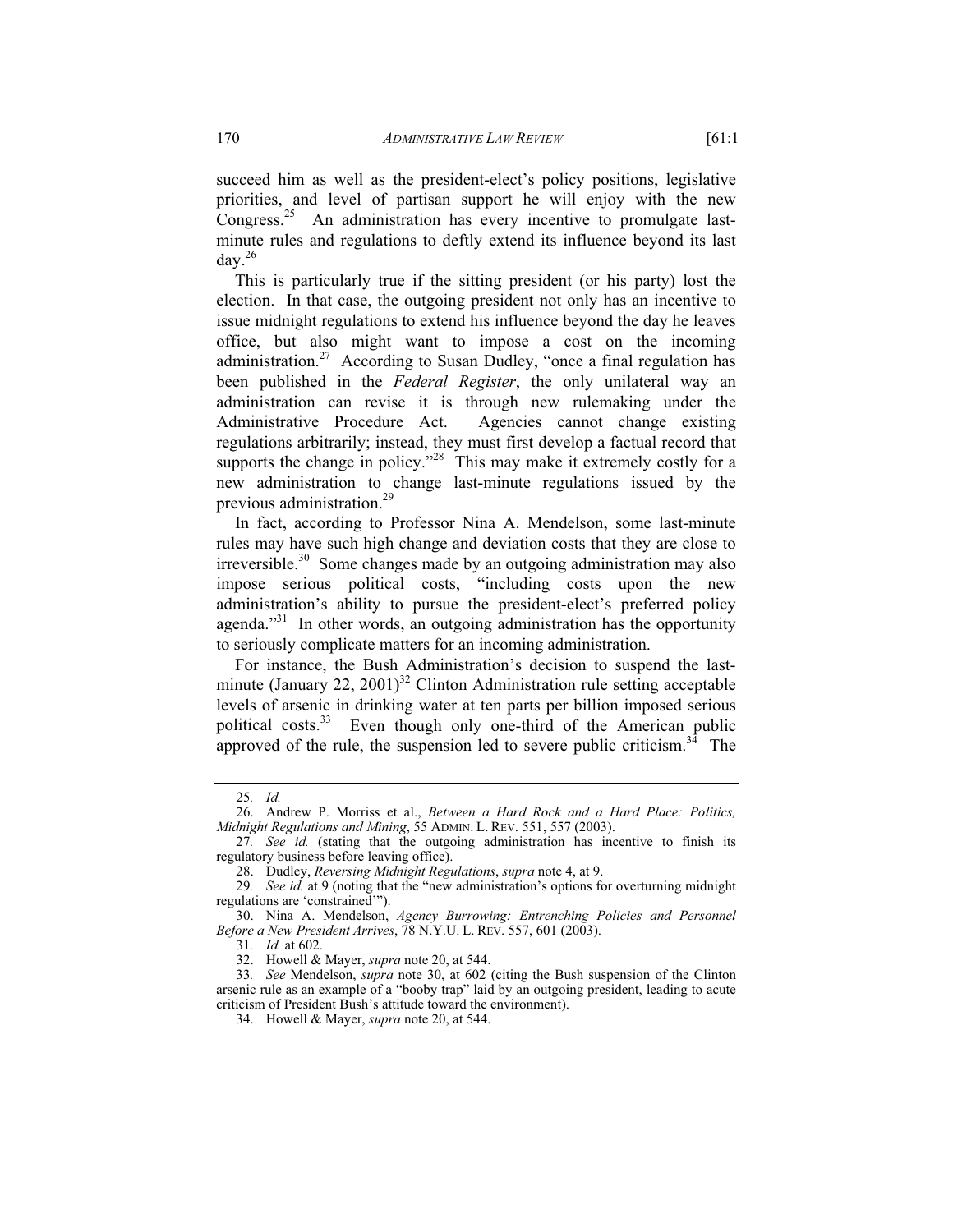succeed him as well as the president-elect's policy positions, legislative priorities, and level of partisan support he will enjoy with the new Congress.[25] An administration has every incentive to promulgate last-minute rules and regulations to deftly extend its influence beyond its last day.[26]

This is particularly true if the sitting president (or his party) lost the election. In that case, the outgoing president not only has an incentive to issue midnight regulations to extend his influence beyond the day he leaves office, but also might want to impose a cost on the incoming administration.[27] According to Susan Dudley, "once a final regulation has been published in the *Federal Register*, the only unilateral way an administration can revise it is through new rulemaking under the Administrative Procedure Act. Agencies cannot change existing regulations arbitrarily; instead, they must first develop a factual record that supports the change in policy."[28] This may make it extremely costly for a new administration to change last-minute regulations issued by the previous administration.[29]

In fact, according to Professor Nina A. Mendelson, some last-minute rules may have such high change and deviation costs that they are close to irreversible.[30] Some changes made by an outgoing administration may also impose serious political costs, "including costs upon the new administration's ability to pursue the president-elect's preferred policy agenda."[31] In other words, an outgoing administration has the opportunity to seriously complicate matters for an incoming administration.

For instance, the Bush Administration's decision to suspend the last-minute (January 22, 2001)[32] Clinton Administration rule setting acceptable levels of arsenic in drinking water at ten parts per billion imposed serious political costs.[33] Even though only one-third of the American public approved of the rule, the suspension led to severe public criticism.[34] The

---

25. *Id.*

26. Andrew P. Morriss et al., *Between a Hard Rock and a Hard Place: Politics, Midnight Regulations and Mining*, 55 ADMIN. L. REV. 551, 557 (2003).

27. *See id.* (stating that the outgoing administration has incentive to finish its regulatory business before leaving office).

28. Dudley, *Reversing Midnight Regulations*, *supra* note 4, at 9.

29. *See id.* at 9 (noting that the "new administration's options for overturning midnight regulations are 'constrained'").

30. Nina A. Mendelson, *Agency Burrowing: Entrenching Policies and Personnel Before a New President Arrives*, 78 N.Y.U. L. REV. 557, 601 (2003).

31. *Id.* at 602.

32. Howell & Mayer, *supra* note 20, at 544.

33. *See* Mendelson, *supra* note 30, at 602 (citing the Bush suspension of the Clinton arsenic rule as an example of a "booby trap" laid by an outgoing president, leading to acute criticism of President Bush's attitude toward the environment).

34. Howell & Mayer, *supra* note 20, at 544.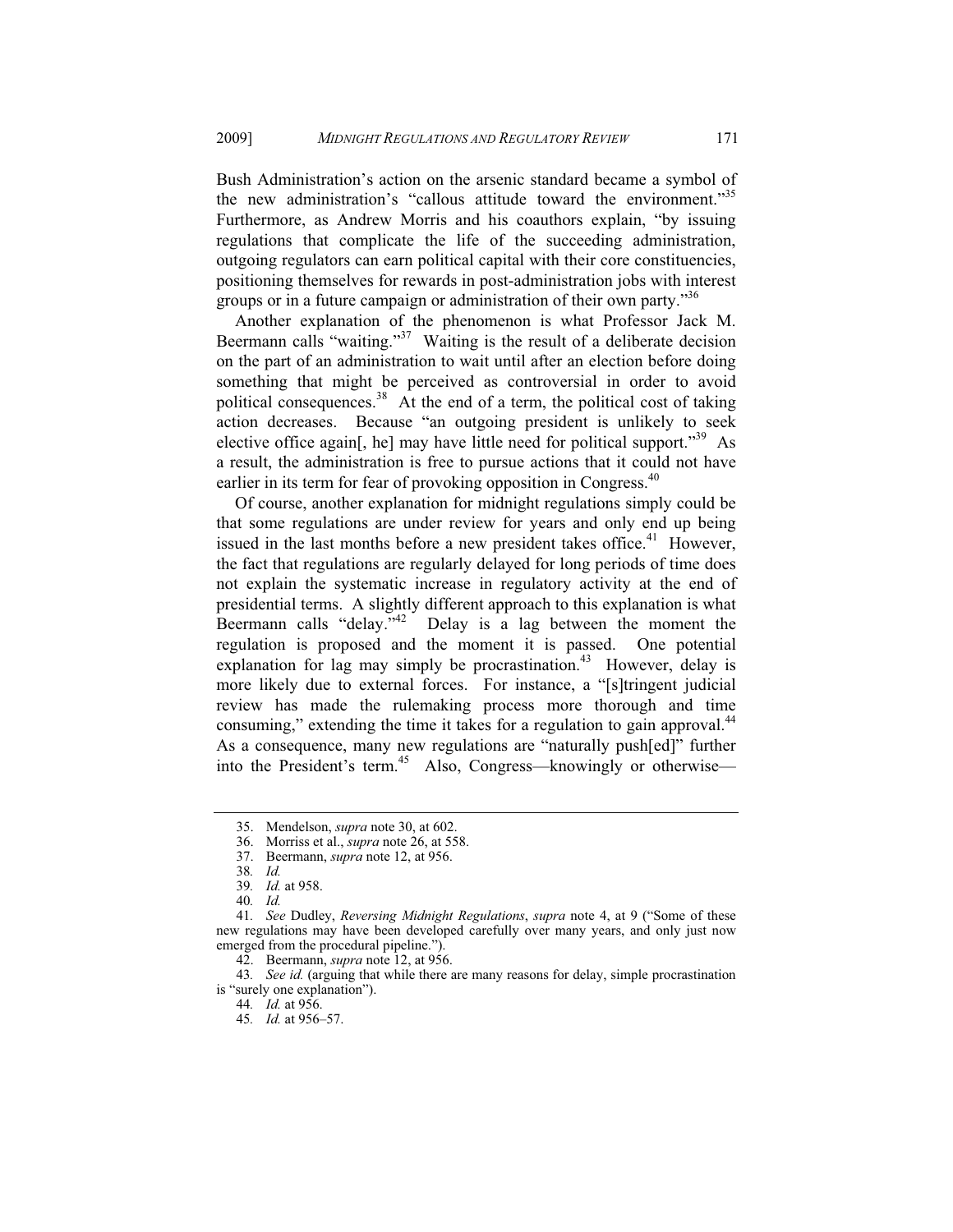Bush Administration's action on the arsenic standard became a symbol of the new administration's "callous attitude toward the environment."[35] Furthermore, as Andrew Morris and his coauthors explain, "by issuing regulations that complicate the life of the succeeding administration, outgoing regulators can earn political capital with their core constituencies, positioning themselves for rewards in post-administration jobs with interest groups or in a future campaign or administration of their own party."[36]

Another explanation of the phenomenon is what Professor Jack M. Beermann calls "waiting."[37] Waiting is the result of a deliberate decision on the part of an administration to wait until after an election before doing something that might be perceived as controversial in order to avoid political consequences.[38] At the end of a term, the political cost of taking action decreases. Because "an outgoing president is unlikely to seek elective office again[, he] may have little need for political support."[39] As a result, the administration is free to pursue actions that it could not have earlier in its term for fear of provoking opposition in Congress.[40]

Of course, another explanation for midnight regulations simply could be that some regulations are under review for years and only end up being issued in the last months before a new president takes office.[41] However, the fact that regulations are regularly delayed for long periods of time does not explain the systematic increase in regulatory activity at the end of presidential terms. A slightly different approach to this explanation is what Beermann calls "delay."[42] Delay is a lag between the moment the regulation is proposed and the moment it is passed. One potential explanation for lag may simply be procrastination.[43] However, delay is more likely due to external forces. For instance, a "[s]tringent judicial review has made the rulemaking process more thorough and time consuming," extending the time it takes for a regulation to gain approval.[44] As a consequence, many new regulations are "naturally push[ed]" further into the President's term.[45] Also, Congress—knowingly or otherwise—

---

35. Mendelson, *supra* note 30, at 602.

36. Morriss et al., *supra* note 26, at 558.

37. Beermann, *supra* note 12, at 956.

38. *Id.*

39. *Id.* at 958.

40. *Id.*

41. *See* Dudley, *Reversing Midnight Regulations*, *supra* note 4, at 9 ("Some of these new regulations may have been developed carefully over many years, and only just now emerged from the procedural pipeline.").

42. Beermann, *supra* note 12, at 956.

43. *See id.* (arguing that while there are many reasons for delay, simple procrastination is "surely one explanation").

44. *Id.* at 956.

45. *Id.* at 956–57.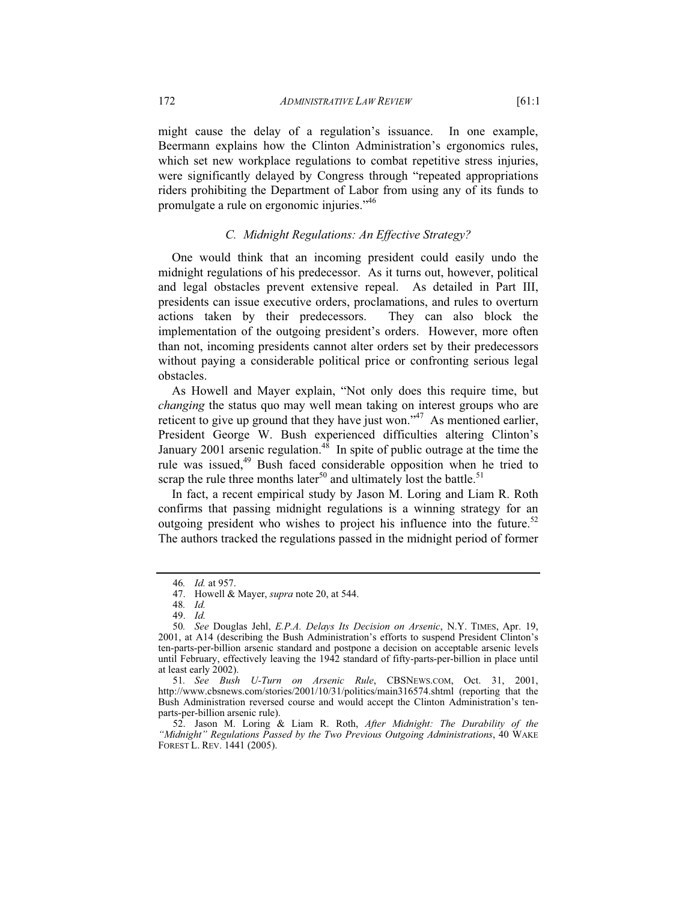might cause the delay of a regulation's issuance. In one example, Beermann explains how the Clinton Administration's ergonomics rules, which set new workplace regulations to combat repetitive stress injuries, were significantly delayed by Congress through "repeated appropriations riders prohibiting the Department of Labor from using any of its funds to promulgate a rule on ergonomic injuries."[46]

### *C. Midnight Regulations: An Effective Strategy?*

One would think that an incoming president could easily undo the midnight regulations of his predecessor. As it turns out, however, political and legal obstacles prevent extensive repeal. As detailed in Part III, presidents can issue executive orders, proclamations, and rules to overturn actions taken by their predecessors. They can also block the implementation of the outgoing president's orders. However, more often than not, incoming presidents cannot alter orders set by their predecessors without paying a considerable political price or confronting serious legal obstacles.

As Howell and Mayer explain, "Not only does this require time, but *changing* the status quo may well mean taking on interest groups who are reticent to give up ground that they have just won."[47] As mentioned earlier, President George W. Bush experienced difficulties altering Clinton's January 2001 arsenic regulation.[48] In spite of public outrage at the time the rule was issued,[49] Bush faced considerable opposition when he tried to scrap the rule three months later[50] and ultimately lost the battle.[51]

In fact, a recent empirical study by Jason M. Loring and Liam R. Roth confirms that passing midnight regulations is a winning strategy for an outgoing president who wishes to project his influence into the future.[52] The authors tracked the regulations passed in the midnight period of former

---

46. *Id.* at 957.

47. Howell & Mayer, *supra* note 20, at 544.

48. *Id.*

49. *Id.*

50. *See* Douglas Jehl, *E.P.A. Delays Its Decision on Arsenic*, N.Y. TIMES, Apr. 19, 2001, at A14 (describing the Bush Administration's efforts to suspend President Clinton's ten-parts-per-billion arsenic standard and postpone a decision on acceptable arsenic levels until February, effectively leaving the 1942 standard of fifty-parts-per-billion in place until at least early 2002).

51. *See Bush U-Turn on Arsenic Rule*, CBSNEWS.COM, Oct. 31, 2001, http://www.cbsnews.com/stories/2001/10/31/politics/main316574.shtml (reporting that the Bush Administration reversed course and would accept the Clinton Administration's ten-parts-per-billion arsenic rule).

52. Jason M. Loring & Liam R. Roth, *After Midnight: The Durability of the "Midnight" Regulations Passed by the Two Previous Outgoing Administrations*, 40 WAKE FOREST L. REV. 1441 (2005).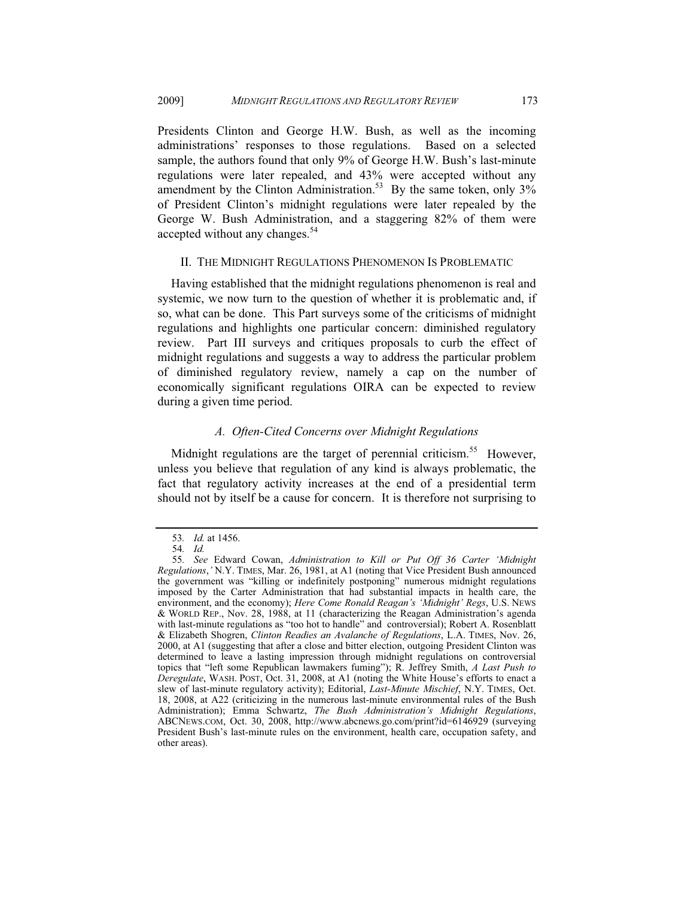Presidents Clinton and George H.W. Bush, as well as the incoming administrations' responses to those regulations. Based on a selected sample, the authors found that only 9% of George H.W. Bush's last-minute regulations were later repealed, and 43% were accepted without any amendment by the Clinton Administration.[53] By the same token, only 3% of President Clinton's midnight regulations were later repealed by the George W. Bush Administration, and a staggering 82% of them were accepted without any changes.[54]

## II. THE MIDNIGHT REGULATIONS PHENOMENON IS PROBLEMATIC

Having established that the midnight regulations phenomenon is real and systemic, we now turn to the question of whether it is problematic and, if so, what can be done. This Part surveys some of the criticisms of midnight regulations and highlights one particular concern: diminished regulatory review. Part III surveys and critiques proposals to curb the effect of midnight regulations and suggests a way to address the particular problem of diminished regulatory review, namely a cap on the number of economically significant regulations OIRA can be expected to review during a given time period.

### *A. Often-Cited Concerns over Midnight Regulations*

Midnight regulations are the target of perennial criticism.[55] However, unless you believe that regulation of any kind is always problematic, the fact that regulatory activity increases at the end of a presidential term should not by itself be a cause for concern. It is therefore not surprising to

---

53. *Id.* at 1456.

54. *Id.*

55. *See* Edward Cowan, *Administration to Kill or Put Off 36 Carter 'Midnight Regulations*,*'* N.Y. TIMES, Mar. 26, 1981, at A1 (noting that Vice President Bush announced the government was "killing or indefinitely postponing" numerous midnight regulations imposed by the Carter Administration that had substantial impacts in health care, the environment, and the economy); *Here Come Ronald Reagan's 'Midnight' Regs*, U.S. NEWS & WORLD REP., Nov. 28, 1988, at 11 (characterizing the Reagan Administration's agenda with last-minute regulations as "too hot to handle" and controversial); Robert A. Rosenblatt & Elizabeth Shogren, *Clinton Readies an Avalanche of Regulations*, L.A. TIMES, Nov. 26, 2000, at A1 (suggesting that after a close and bitter election, outgoing President Clinton was determined to leave a lasting impression through midnight regulations on controversial topics that "left some Republican lawmakers fuming"); R. Jeffrey Smith, *A Last Push to Deregulate*, WASH. POST, Oct. 31, 2008, at A1 (noting the White House's efforts to enact a slew of last-minute regulatory activity); Editorial, *Last-Minute Mischief*, N.Y. TIMES, Oct. 18, 2008, at A22 (criticizing in the numerous last-minute environmental rules of the Bush Administration); Emma Schwartz, *The Bush Administration's Midnight Regulations*, ABCNEWS.COM, Oct. 30, 2008, http://www.abcnews.go.com/print?id=6146929 (surveying President Bush's last-minute rules on the environment, health care, occupation safety, and other areas).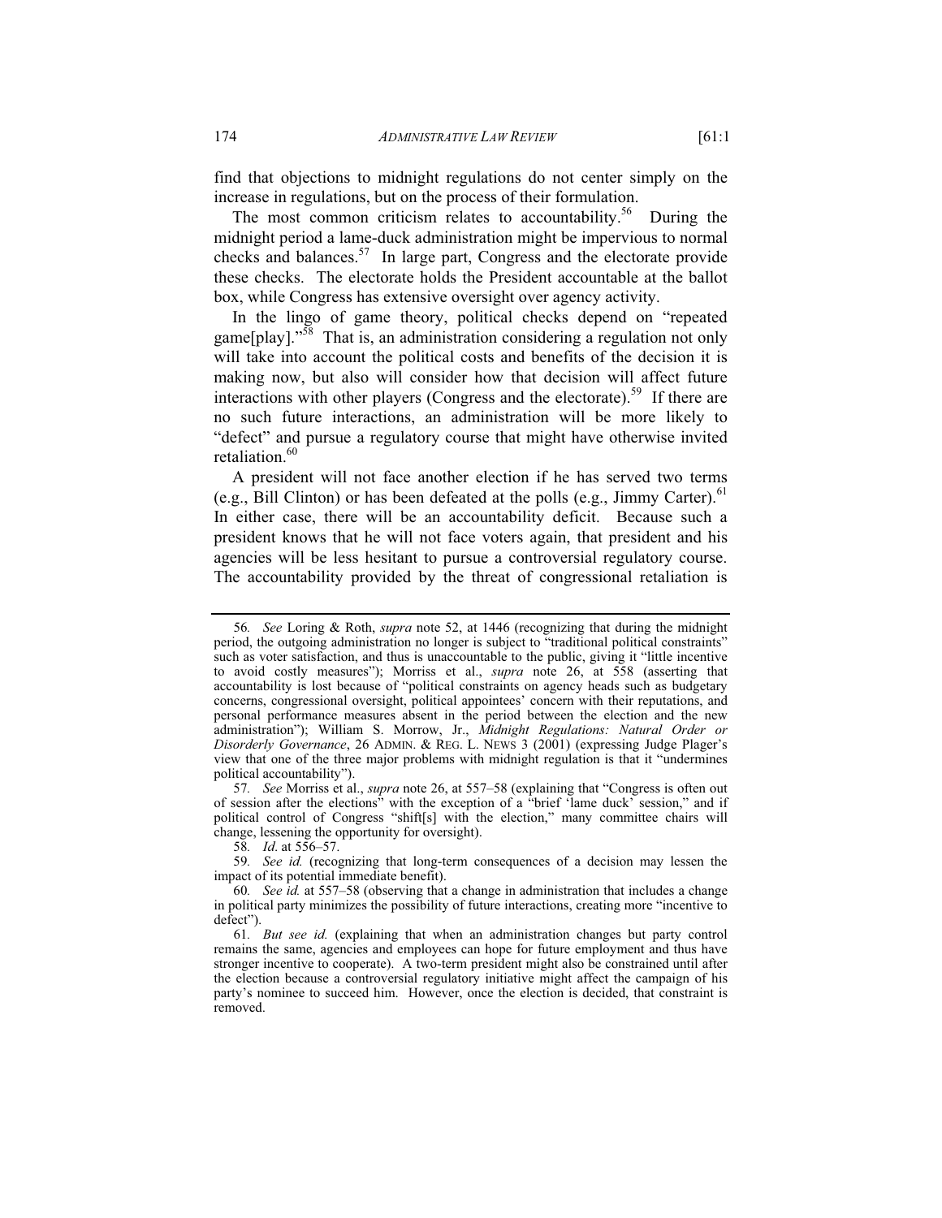find that objections to midnight regulations do not center simply on the increase in regulations, but on the process of their formulation.

The most common criticism relates to accountability.[56] During the midnight period a lame-duck administration might be impervious to normal checks and balances.[57] In large part, Congress and the electorate provide these checks. The electorate holds the President accountable at the ballot box, while Congress has extensive oversight over agency activity.

In the lingo of game theory, political checks depend on "repeated game[play]."[58] That is, an administration considering a regulation not only will take into account the political costs and benefits of the decision it is making now, but also will consider how that decision will affect future interactions with other players (Congress and the electorate).[59] If there are no such future interactions, an administration will be more likely to "defect" and pursue a regulatory course that might have otherwise invited retaliation.[60]

A president will not face another election if he has served two terms (e.g., Bill Clinton) or has been defeated at the polls (e.g., Jimmy Carter).[61] In either case, there will be an accountability deficit. Because such a president knows that he will not face voters again, that president and his agencies will be less hesitant to pursue a controversial regulatory course. The accountability provided by the threat of congressional retaliation is

---

56. *See* Loring & Roth, *supra* note 52, at 1446 (recognizing that during the midnight period, the outgoing administration no longer is subject to "traditional political constraints" such as voter satisfaction, and thus is unaccountable to the public, giving it "little incentive to avoid costly measures"); Morriss et al., *supra* note 26, at 558 (asserting that accountability is lost because of "political constraints on agency heads such as budgetary concerns, congressional oversight, political appointees' concern with their reputations, and personal performance measures absent in the period between the election and the new administration"); William S. Morrow, Jr., *Midnight Regulations: Natural Order or Disorderly Governance*, 26 ADMIN. & REG. L. NEWS 3 (2001) (expressing Judge Plager's view that one of the three major problems with midnight regulation is that it "undermines political accountability").

57. *See* Morriss et al., *supra* note 26, at 557–58 (explaining that "Congress is often out of session after the elections" with the exception of a "brief 'lame duck' session," and if political control of Congress "shift[s] with the election," many committee chairs will change, lessening the opportunity for oversight).

58. *Id*. at 556–57.

59. *See id.* (recognizing that long-term consequences of a decision may lessen the impact of its potential immediate benefit).

60. *See id.* at 557–58 (observing that a change in administration that includes a change in political party minimizes the possibility of future interactions, creating more "incentive to defect").

61. *But see id.* (explaining that when an administration changes but party control remains the same, agencies and employees can hope for future employment and thus have stronger incentive to cooperate). A two-term president might also be constrained until after the election because a controversial regulatory initiative might affect the campaign of his party's nominee to succeed him. However, once the election is decided, that constraint is removed.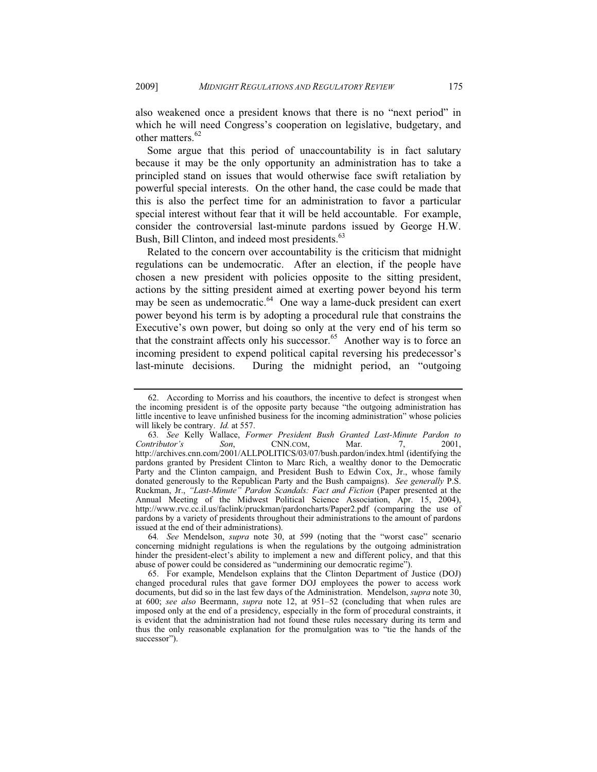also weakened once a president knows that there is no "next period" in which he will need Congress's cooperation on legislative, budgetary, and other matters.[62]

Some argue that this period of unaccountability is in fact salutary because it may be the only opportunity an administration has to take a principled stand on issues that would otherwise face swift retaliation by powerful special interests. On the other hand, the case could be made that this is also the perfect time for an administration to favor a particular special interest without fear that it will be held accountable. For example, consider the controversial last-minute pardons issued by George H.W. Bush, Bill Clinton, and indeed most presidents.[63]

Related to the concern over accountability is the criticism that midnight regulations can be undemocratic. After an election, if the people have chosen a new president with policies opposite to the sitting president, actions by the sitting president aimed at exerting power beyond his term may be seen as undemocratic.[64] One way a lame-duck president can exert power beyond his term is by adopting a procedural rule that constrains the Executive's own power, but doing so only at the very end of his term so that the constraint affects only his successor.[65] Another way is to force an incoming president to expend political capital reversing his predecessor's last-minute decisions. During the midnight period, an "outgoing

---

62. According to Morriss and his coauthors, the incentive to defect is strongest when the incoming president is of the opposite party because "the outgoing administration has little incentive to leave unfinished business for the incoming administration" whose policies will likely be contrary. *Id.* at 557.

63. *See* Kelly Wallace, *Former President Bush Granted Last-Minute Pardon to Contributor's Son*, CNN.COM, Mar. 7, 2001, http://archives.cnn.com/2001/ALLPOLITICS/03/07/bush.pardon/index.html (identifying the pardons granted by President Clinton to Marc Rich, a wealthy donor to the Democratic Party and the Clinton campaign, and President Bush to Edwin Cox, Jr., whose family donated generously to the Republican Party and the Bush campaigns). *See generally* P.S. Ruckman, Jr., *"Last-Minute" Pardon Scandals: Fact and Fiction* (Paper presented at the Annual Meeting of the Midwest Political Science Association, Apr. 15, 2004), http://www.rvc.cc.il.us/faclink/pruckman/pardoncharts/Paper2.pdf (comparing the use of pardons by a variety of presidents throughout their administrations to the amount of pardons issued at the end of their administrations).

64. *See* Mendelson, *supra* note 30, at 599 (noting that the "worst case" scenario concerning midnight regulations is when the regulations by the outgoing administration hinder the president-elect's ability to implement a new and different policy, and that this abuse of power could be considered as "undermining our democratic regime").

65. For example, Mendelson explains that the Clinton Department of Justice (DOJ) changed procedural rules that gave former DOJ employees the power to access work documents, but did so in the last few days of the Administration. Mendelson, *supra* note 30, at 600; *see also* Beermann, *supra* note 12, at 951–52 (concluding that when rules are imposed only at the end of a presidency, especially in the form of procedural constraints, it is evident that the administration had not found these rules necessary during its term and thus the only reasonable explanation for the promulgation was to "tie the hands of the successor").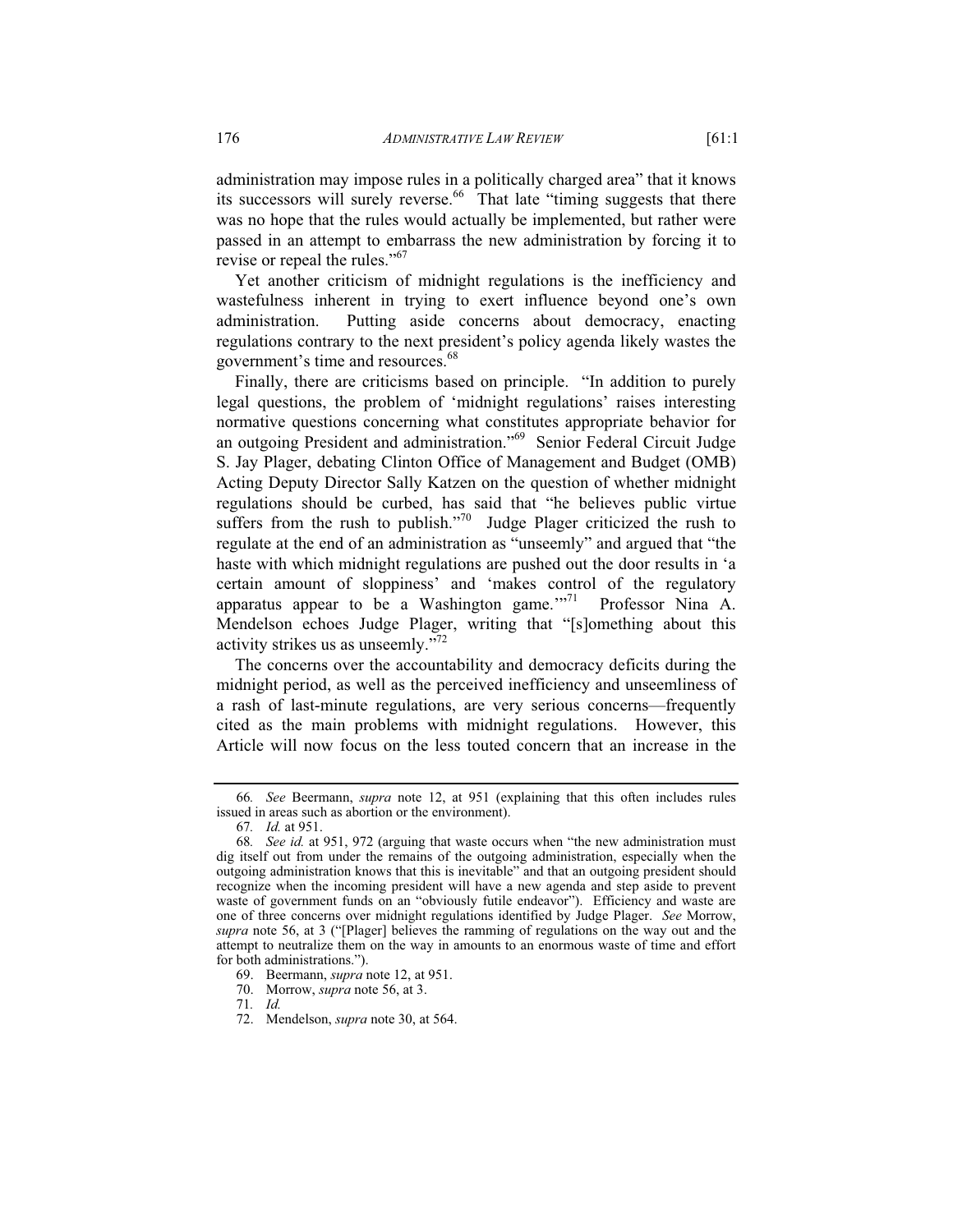administration may impose rules in a politically charged area" that it knows its successors will surely reverse.[66] That late "timing suggests that there was no hope that the rules would actually be implemented, but rather were passed in an attempt to embarrass the new administration by forcing it to revise or repeal the rules."[67]

Yet another criticism of midnight regulations is the inefficiency and wastefulness inherent in trying to exert influence beyond one's own administration. Putting aside concerns about democracy, enacting regulations contrary to the next president's policy agenda likely wastes the government's time and resources.[68]

Finally, there are criticisms based on principle. "In addition to purely legal questions, the problem of 'midnight regulations' raises interesting normative questions concerning what constitutes appropriate behavior for an outgoing President and administration."[69] Senior Federal Circuit Judge S. Jay Plager, debating Clinton Office of Management and Budget (OMB) Acting Deputy Director Sally Katzen on the question of whether midnight regulations should be curbed, has said that "he believes public virtue suffers from the rush to publish."[70] Judge Plager criticized the rush to regulate at the end of an administration as "unseemly" and argued that "the haste with which midnight regulations are pushed out the door results in 'a certain amount of sloppiness' and 'makes control of the regulatory apparatus appear to be a Washington game.'"[71] Professor Nina A. Mendelson echoes Judge Plager, writing that "[s]omething about this activity strikes us as unseemly."[72]

The concerns over the accountability and democracy deficits during the midnight period, as well as the perceived inefficiency and unseemliness of a rash of last-minute regulations, are very serious concerns—frequently cited as the main problems with midnight regulations. However, this Article will now focus on the less touted concern that an increase in the

---

66. *See* Beermann, *supra* note 12, at 951 (explaining that this often includes rules issued in areas such as abortion or the environment).

67. *Id.* at 951.

68. *See id.* at 951, 972 (arguing that waste occurs when "the new administration must dig itself out from under the remains of the outgoing administration, especially when the outgoing administration knows that this is inevitable" and that an outgoing president should recognize when the incoming president will have a new agenda and step aside to prevent waste of government funds on an "obviously futile endeavor"). Efficiency and waste are one of three concerns over midnight regulations identified by Judge Plager. *See* Morrow, *supra* note 56, at 3 ("[Plager] believes the ramming of regulations on the way out and the attempt to neutralize them on the way in amounts to an enormous waste of time and effort for both administrations.").

69. Beermann, *supra* note 12, at 951.

70. Morrow, *supra* note 56, at 3.

71. *Id.*

72. Mendelson, *supra* note 30, at 564.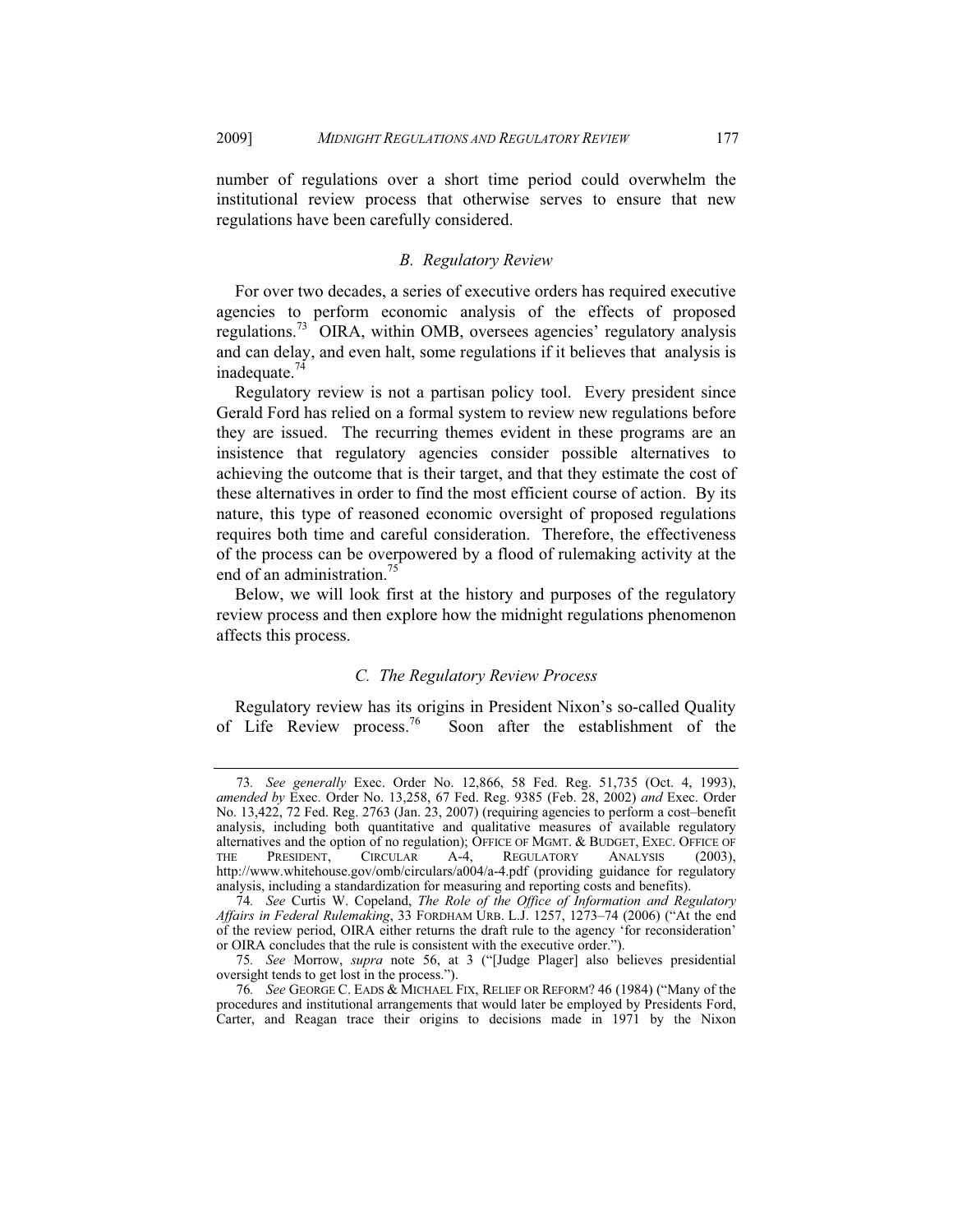number of regulations over a short time period could overwhelm the institutional review process that otherwise serves to ensure that new regulations have been carefully considered.

### *B. Regulatory Review*

For over two decades, a series of executive orders has required executive agencies to perform economic analysis of the effects of proposed regulations.[73] OIRA, within OMB, oversees agencies' regulatory analysis and can delay, and even halt, some regulations if it believes that analysis is inadequate.[74]

Regulatory review is not a partisan policy tool. Every president since Gerald Ford has relied on a formal system to review new regulations before they are issued. The recurring themes evident in these programs are an insistence that regulatory agencies consider possible alternatives to achieving the outcome that is their target, and that they estimate the cost of these alternatives in order to find the most efficient course of action. By its nature, this type of reasoned economic oversight of proposed regulations requires both time and careful consideration. Therefore, the effectiveness of the process can be overpowered by a flood of rulemaking activity at the end of an administration.[75]

Below, we will look first at the history and purposes of the regulatory review process and then explore how the midnight regulations phenomenon affects this process.

### *C. The Regulatory Review Process*

Regulatory review has its origins in President Nixon's so-called Quality of Life Review process.[76] Soon after the establishment of the

---

73. *See generally* Exec. Order No. 12,866, 58 Fed. Reg. 51,735 (Oct. 4, 1993), *amended by* Exec. Order No. 13,258, 67 Fed. Reg. 9385 (Feb. 28, 2002) *and* Exec. Order No. 13,422, 72 Fed. Reg. 2763 (Jan. 23, 2007) (requiring agencies to perform a cost–benefit analysis, including both quantitative and qualitative measures of available regulatory alternatives and the option of no regulation); OFFICE OF MGMT. & BUDGET, EXEC. OFFICE OF THE PRESIDENT, CIRCULAR A-4, REGULATORY ANALYSIS (2003), http://www.whitehouse.gov/omb/circulars/a004/a-4.pdf (providing guidance for regulatory analysis, including a standardization for measuring and reporting costs and benefits).

74. *See* Curtis W. Copeland, *The Role of the Office of Information and Regulatory Affairs in Federal Rulemaking*, 33 FORDHAM URB. L.J. 1257, 1273–74 (2006) ("At the end of the review period, OIRA either returns the draft rule to the agency 'for reconsideration' or OIRA concludes that the rule is consistent with the executive order.").

75. *See* Morrow, *supra* note 56, at 3 ("[Judge Plager] also believes presidential oversight tends to get lost in the process.").

76. *See* GEORGE C. EADS & MICHAEL FIX, RELIEF OR REFORM? 46 (1984) ("Many of the procedures and institutional arrangements that would later be employed by Presidents Ford, Carter, and Reagan trace their origins to decisions made in 1971 by the Nixon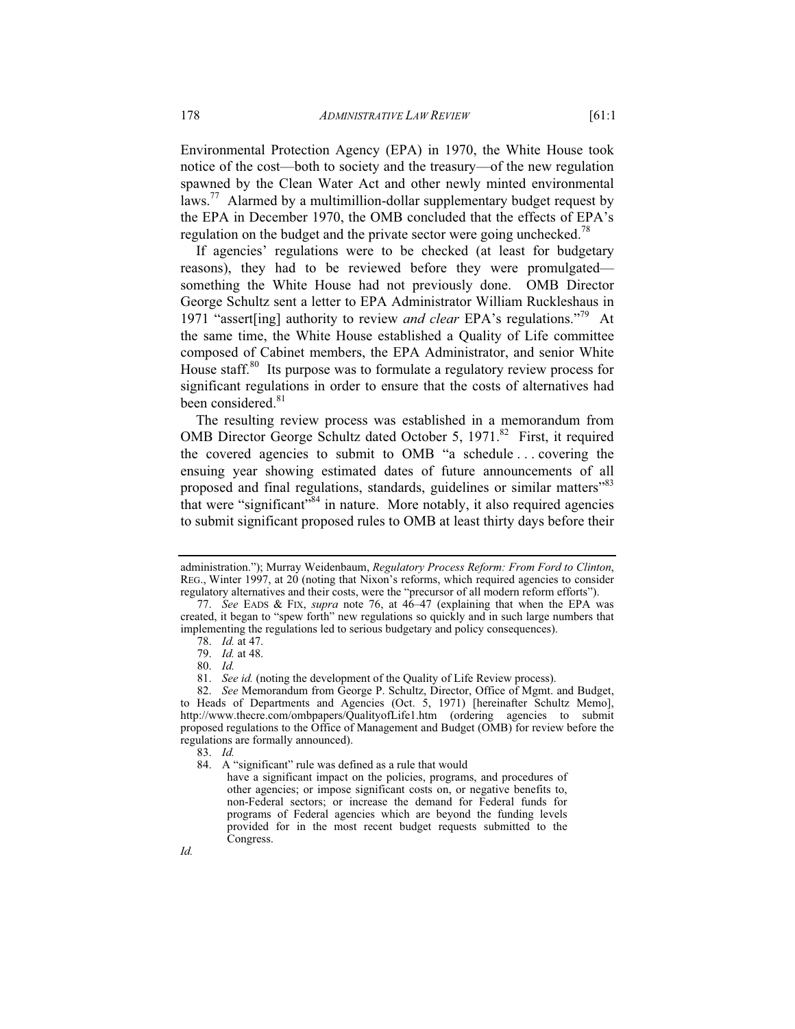Environmental Protection Agency (EPA) in 1970, the White House took notice of the cost—both to society and the treasury—of the new regulation spawned by the Clean Water Act and other newly minted environmental laws.[77] Alarmed by a multimillion-dollar supplementary budget request by the EPA in December 1970, the OMB concluded that the effects of EPA's regulation on the budget and the private sector were going unchecked.[78]

If agencies' regulations were to be checked (at least for budgetary reasons), they had to be reviewed before they were promulgated—something the White House had not previously done. OMB Director George Schultz sent a letter to EPA Administrator William Ruckleshaus in 1971 "assert[ing] authority to review *and clear* EPA's regulations."[79] At the same time, the White House established a Quality of Life committee composed of Cabinet members, the EPA Administrator, and senior White House staff.[80] Its purpose was to formulate a regulatory review process for significant regulations in order to ensure that the costs of alternatives had been considered.[81]

The resulting review process was established in a memorandum from OMB Director George Schultz dated October 5, 1971.[82] First, it required the covered agencies to submit to OMB "a schedule . . . covering the ensuing year showing estimated dates of future announcements of all proposed and final regulations, standards, guidelines or similar matters"[83] that were "significant"[84] in nature. More notably, it also required agencies to submit significant proposed rules to OMB at least thirty days before their

---

administration."); Murray Weidenbaum, *Regulatory Process Reform: From Ford to Clinton*, REG., Winter 1997, at 20 (noting that Nixon's reforms, which required agencies to consider regulatory alternatives and their costs, were the "precursor of all modern reform efforts").

77. *See* EADS & FIX, *supra* note 76, at 46–47 (explaining that when the EPA was created, it began to "spew forth" new regulations so quickly and in such large numbers that implementing the regulations led to serious budgetary and policy consequences).

78. *Id.* at 47.

79. *Id.* at 48.

80. *Id.*

81. *See id.* (noting the development of the Quality of Life Review process).

82. *See* Memorandum from George P. Schultz, Director, Office of Mgmt. and Budget, to Heads of Departments and Agencies (Oct. 5, 1971) [hereinafter Schultz Memo], http://www.thecre.com/ombpapers/QualityofLife1.htm (ordering agencies to submit proposed regulations to the Office of Management and Budget (OMB) for review before the regulations are formally announced).

83. *Id.*

84. A "significant" rule was defined as a rule that would

> have a significant impact on the policies, programs, and procedures of other agencies; or impose significant costs on, or negative benefits to, non-Federal sectors; or increase the demand for Federal funds for programs of Federal agencies which are beyond the funding levels provided for in the most recent budget requests submitted to the Congress.

*Id.*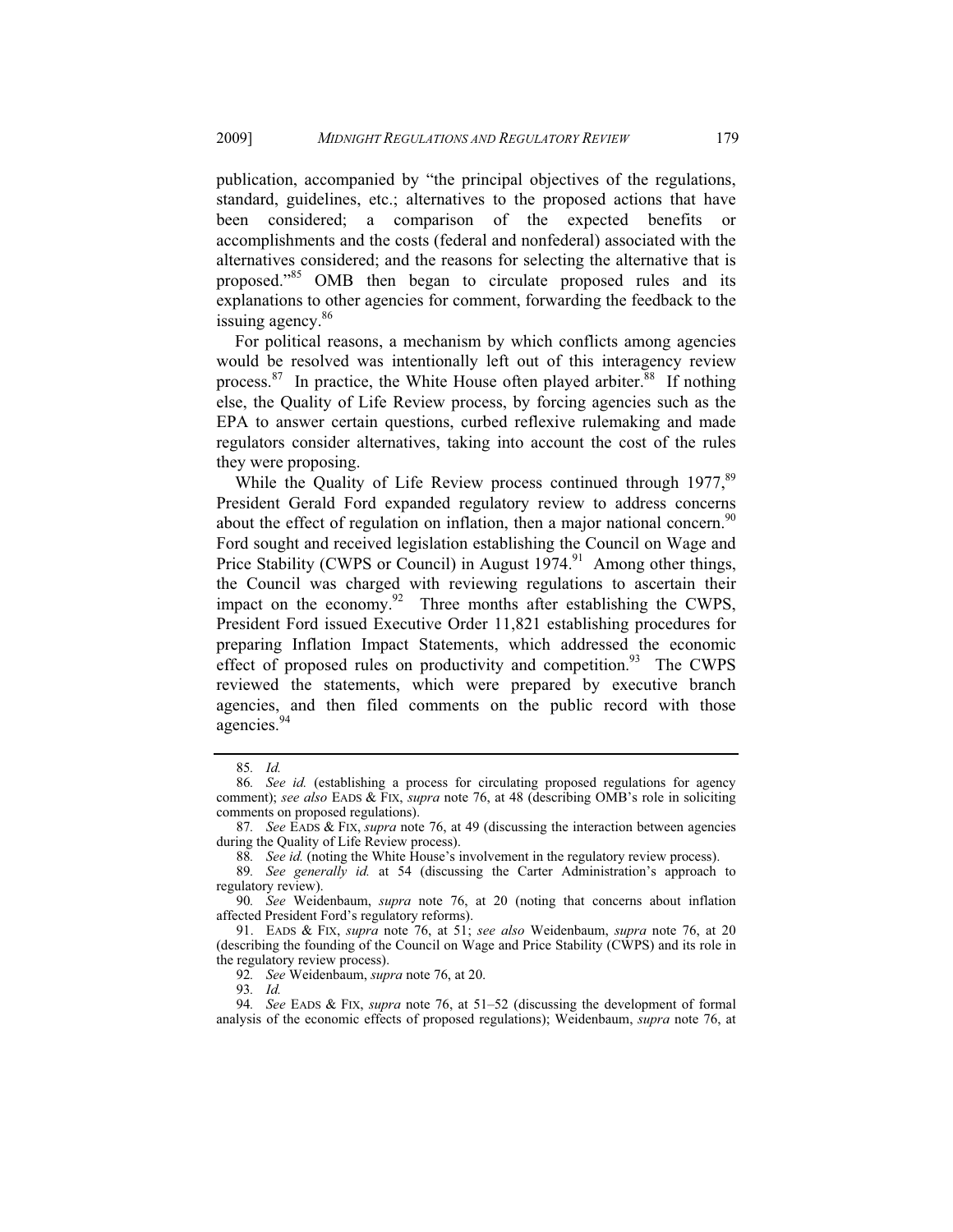publication, accompanied by "the principal objectives of the regulations, standard, guidelines, etc.; alternatives to the proposed actions that have been considered; a comparison of the expected benefits or accomplishments and the costs (federal and nonfederal) associated with the alternatives considered; and the reasons for selecting the alternative that is proposed."[85] OMB then began to circulate proposed rules and its explanations to other agencies for comment, forwarding the feedback to the issuing agency.[86]

For political reasons, a mechanism by which conflicts among agencies would be resolved was intentionally left out of this interagency review process.[87] In practice, the White House often played arbiter.[88] If nothing else, the Quality of Life Review process, by forcing agencies such as the EPA to answer certain questions, curbed reflexive rulemaking and made regulators consider alternatives, taking into account the cost of the rules they were proposing.

While the Quality of Life Review process continued through 1977,[89] President Gerald Ford expanded regulatory review to address concerns about the effect of regulation on inflation, then a major national concern.[90] Ford sought and received legislation establishing the Council on Wage and Price Stability (CWPS or Council) in August 1974.[91] Among other things, the Council was charged with reviewing regulations to ascertain their impact on the economy.[92] Three months after establishing the CWPS, President Ford issued Executive Order 11,821 establishing procedures for preparing Inflation Impact Statements, which addressed the economic effect of proposed rules on productivity and competition.[93] The CWPS reviewed the statements, which were prepared by executive branch agencies, and then filed comments on the public record with those agencies.[94]

---

85. *Id.*

86. *See id.* (establishing a process for circulating proposed regulations for agency comment); *see also* EADS & FIX, *supra* note 76, at 48 (describing OMB's role in soliciting comments on proposed regulations).

87. *See* EADS & FIX, *supra* note 76, at 49 (discussing the interaction between agencies during the Quality of Life Review process).

88. *See id.* (noting the White House's involvement in the regulatory review process).

89. *See generally id.* at 54 (discussing the Carter Administration's approach to regulatory review).

90. *See* Weidenbaum, *supra* note 76, at 20 (noting that concerns about inflation affected President Ford's regulatory reforms).

91. EADS & FIX, *supra* note 76, at 51; *see also* Weidenbaum, *supra* note 76, at 20 (describing the founding of the Council on Wage and Price Stability (CWPS) and its role in the regulatory review process).

92. *See* Weidenbaum, *supra* note 76, at 20.

93. *Id.*

94. *See* EADS & FIX, *supra* note 76, at 51–52 (discussing the development of formal analysis of the economic effects of proposed regulations); Weidenbaum, *supra* note 76, at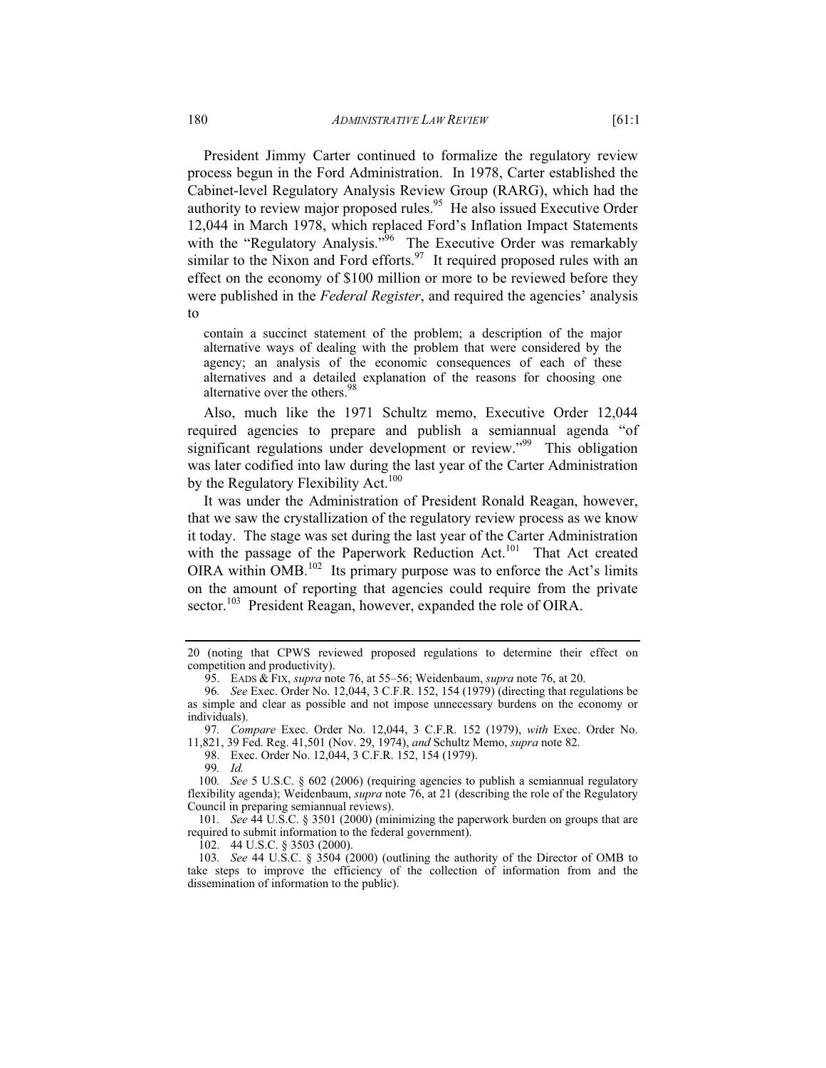President Jimmy Carter continued to formalize the regulatory review process begun in the Ford Administration. In 1978, Carter established the Cabinet-level Regulatory Analysis Review Group (RARG), which had the authority to review major proposed rules.[95] He also issued Executive Order 12,044 in March 1978, which replaced Ford's Inflation Impact Statements with the "Regulatory Analysis."[96] The Executive Order was remarkably similar to the Nixon and Ford efforts.[97] It required proposed rules with an effect on the economy of $100 million or more to be reviewed before they were published in the *Federal Register*, and required the agencies' analysis to

> contain a succinct statement of the problem; a description of the major alternative ways of dealing with the problem that were considered by the agency; an analysis of the economic consequences of each of these alternatives and a detailed explanation of the reasons for choosing one alternative over the others.[98]

Also, much like the 1971 Schultz memo, Executive Order 12,044 required agencies to prepare and publish a semiannual agenda "of significant regulations under development or review."[99] This obligation was later codified into law during the last year of the Carter Administration by the Regulatory Flexibility Act.[100]

It was under the Administration of President Ronald Reagan, however, that we saw the crystallization of the regulatory review process as we know it today. The stage was set during the last year of the Carter Administration with the passage of the Paperwork Reduction Act.[101] That Act created OIRA within OMB.[102] Its primary purpose was to enforce the Act's limits on the amount of reporting that agencies could require from the private sector.[103] President Reagan, however, expanded the role of OIRA.

---

20 (noting that CPWS reviewed proposed regulations to determine their effect on competition and productivity).

95. EADS & FIX, *supra* note 76, at 55–56; Weidenbaum, *supra* note 76, at 20.

96. *See* Exec. Order No. 12,044, 3 C.F.R. 152, 154 (1979) (directing that regulations be as simple and clear as possible and not impose unnecessary burdens on the economy or individuals).

97. *Compare* Exec. Order No. 12,044, 3 C.F.R. 152 (1979), *with* Exec. Order No. 11,821, 39 Fed. Reg. 41,501 (Nov. 29, 1974), *and* Schultz Memo, *supra* note 82.

98. Exec. Order No. 12,044, 3 C.F.R. 152, 154 (1979).

99. *Id.*

100. *See* 5 U.S.C. § 602 (2006) (requiring agencies to publish a semiannual regulatory flexibility agenda); Weidenbaum, *supra* note 76, at 21 (describing the role of the Regulatory Council in preparing semiannual reviews).

101. *See* 44 U.S.C. § 3501 (2000) (minimizing the paperwork burden on groups that are required to submit information to the federal government).

102. 44 U.S.C. § 3503 (2000).

103. *See* 44 U.S.C. § 3504 (2000) (outlining the authority of the Director of OMB to take steps to improve the efficiency of the collection of information from and the dissemination of information to the public).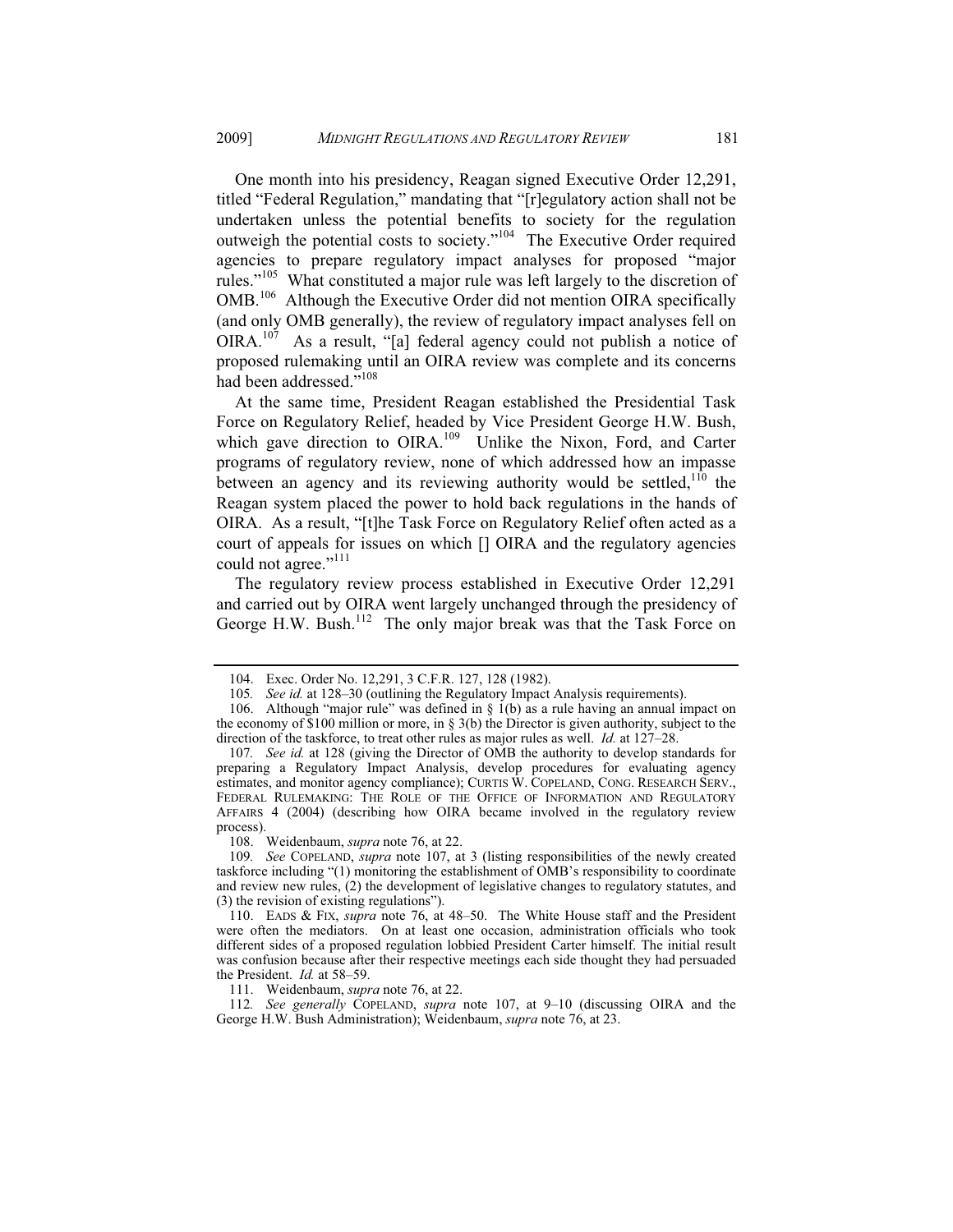One month into his presidency, Reagan signed Executive Order 12,291, titled "Federal Regulation," mandating that "[r]egulatory action shall not be undertaken unless the potential benefits to society for the regulation outweigh the potential costs to society."[104] The Executive Order required agencies to prepare regulatory impact analyses for proposed "major rules."[105] What constituted a major rule was left largely to the discretion of OMB.[106] Although the Executive Order did not mention OIRA specifically (and only OMB generally), the review of regulatory impact analyses fell on OIRA.[107] As a result, "[a] federal agency could not publish a notice of proposed rulemaking until an OIRA review was complete and its concerns had been addressed."[108]

At the same time, President Reagan established the Presidential Task Force on Regulatory Relief, headed by Vice President George H.W. Bush, which gave direction to OIRA.[109] Unlike the Nixon, Ford, and Carter programs of regulatory review, none of which addressed how an impasse between an agency and its reviewing authority would be settled,[110] the Reagan system placed the power to hold back regulations in the hands of OIRA. As a result, "[t]he Task Force on Regulatory Relief often acted as a court of appeals for issues on which [] OIRA and the regulatory agencies could not agree."[111]

The regulatory review process established in Executive Order 12,291 and carried out by OIRA went largely unchanged through the presidency of George H.W. Bush.[112] The only major break was that the Task Force on

---

104. Exec. Order No. 12,291, 3 C.F.R. 127, 128 (1982).

105. *See id.* at 128–30 (outlining the Regulatory Impact Analysis requirements).

106. Although "major rule" was defined in § 1(b) as a rule having an annual impact on the economy of $100 million or more, in § 3(b) the Director is given authority, subject to the direction of the taskforce, to treat other rules as major rules as well. *Id.* at 127–28.

107. *See id.* at 128 (giving the Director of OMB the authority to develop standards for preparing a Regulatory Impact Analysis, develop procedures for evaluating agency estimates, and monitor agency compliance); CURTIS W. COPELAND, CONG. RESEARCH SERV., FEDERAL RULEMAKING: THE ROLE OF THE OFFICE OF INFORMATION AND REGULATORY AFFAIRS 4 (2004) (describing how OIRA became involved in the regulatory review process).

108. Weidenbaum, *supra* note 76, at 22.

109. *See* COPELAND, *supra* note 107, at 3 (listing responsibilities of the newly created taskforce including "(1) monitoring the establishment of OMB's responsibility to coordinate and review new rules, (2) the development of legislative changes to regulatory statutes, and (3) the revision of existing regulations").

110. EADS & FIX, *supra* note 76, at 48–50. The White House staff and the President were often the mediators. On at least one occasion, administration officials who took different sides of a proposed regulation lobbied President Carter himself. The initial result was confusion because after their respective meetings each side thought they had persuaded the President. *Id.* at 58–59.

111. Weidenbaum, *supra* note 76, at 22.

112. *See generally* COPELAND, *supra* note 107, at 9–10 (discussing OIRA and the George H.W. Bush Administration); Weidenbaum, *supra* note 76, at 23.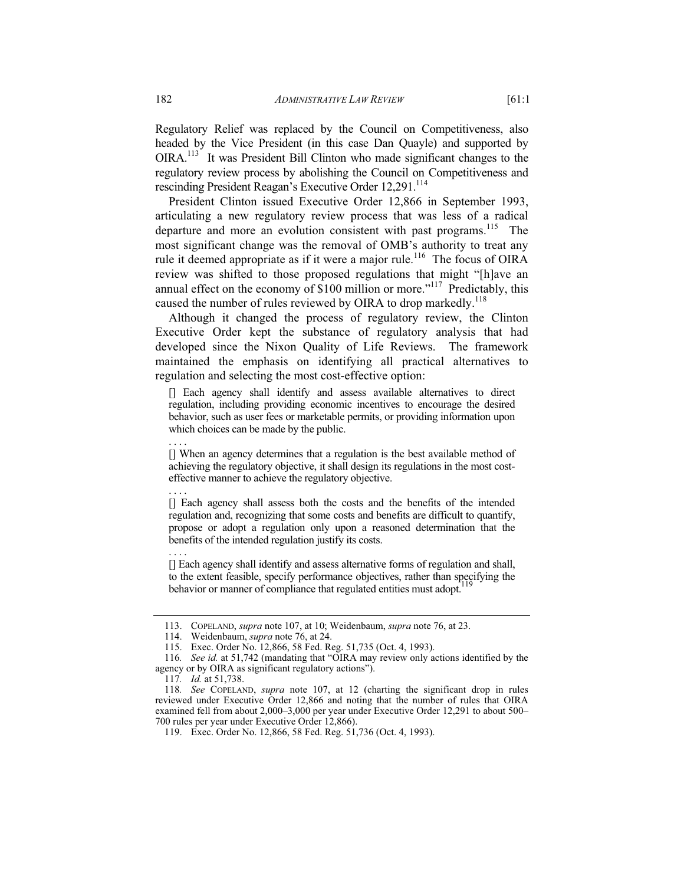Regulatory Relief was replaced by the Council on Competitiveness, also headed by the Vice President (in this case Dan Quayle) and supported by OIRA.[113] It was President Bill Clinton who made significant changes to the regulatory review process by abolishing the Council on Competitiveness and rescinding President Reagan's Executive Order 12,291.[114]

President Clinton issued Executive Order 12,866 in September 1993, articulating a new regulatory review process that was less of a radical departure and more an evolution consistent with past programs.[115] The most significant change was the removal of OMB's authority to treat any rule it deemed appropriate as if it were a major rule.[116] The focus of OIRA review was shifted to those proposed regulations that might "[h]ave an annual effect on the economy of $100 million or more."[117] Predictably, this caused the number of rules reviewed by OIRA to drop markedly.[118]

Although it changed the process of regulatory review, the Clinton Executive Order kept the substance of regulatory analysis that had developed since the Nixon Quality of Life Reviews. The framework maintained the emphasis on identifying all practical alternatives to regulation and selecting the most cost-effective option:

> [] Each agency shall identify and assess available alternatives to direct regulation, including providing economic incentives to encourage the desired behavior, such as user fees or marketable permits, or providing information upon which choices can be made by the public.
>
> . . . .
>
> [] When an agency determines that a regulation is the best available method of achieving the regulatory objective, it shall design its regulations in the most cost-effective manner to achieve the regulatory objective.
>
> . . . .
>
> [] Each agency shall assess both the costs and the benefits of the intended regulation and, recognizing that some costs and benefits are difficult to quantify, propose or adopt a regulation only upon a reasoned determination that the benefits of the intended regulation justify its costs.
>
> . . . .
>
> [] Each agency shall identify and assess alternative forms of regulation and shall, to the extent feasible, specify performance objectives, rather than specifying the behavior or manner of compliance that regulated entities must adopt.[119]

---

113. COPELAND, *supra* note 107, at 10; Weidenbaum, *supra* note 76, at 23.

114. Weidenbaum, *supra* note 76, at 24.

115. Exec. Order No. 12,866, 58 Fed. Reg. 51,735 (Oct. 4, 1993).

116. *See id.* at 51,742 (mandating that "OIRA may review only actions identified by the agency or by OIRA as significant regulatory actions").

117. *Id.* at 51,738.

118. *See* COPELAND, *supra* note 107, at 12 (charting the significant drop in rules reviewed under Executive Order 12,866 and noting that the number of rules that OIRA examined fell from about 2,000–3,000 per year under Executive Order 12,291 to about 500–700 rules per year under Executive Order 12,866).

119. Exec. Order No. 12,866, 58 Fed. Reg. 51,736 (Oct. 4, 1993).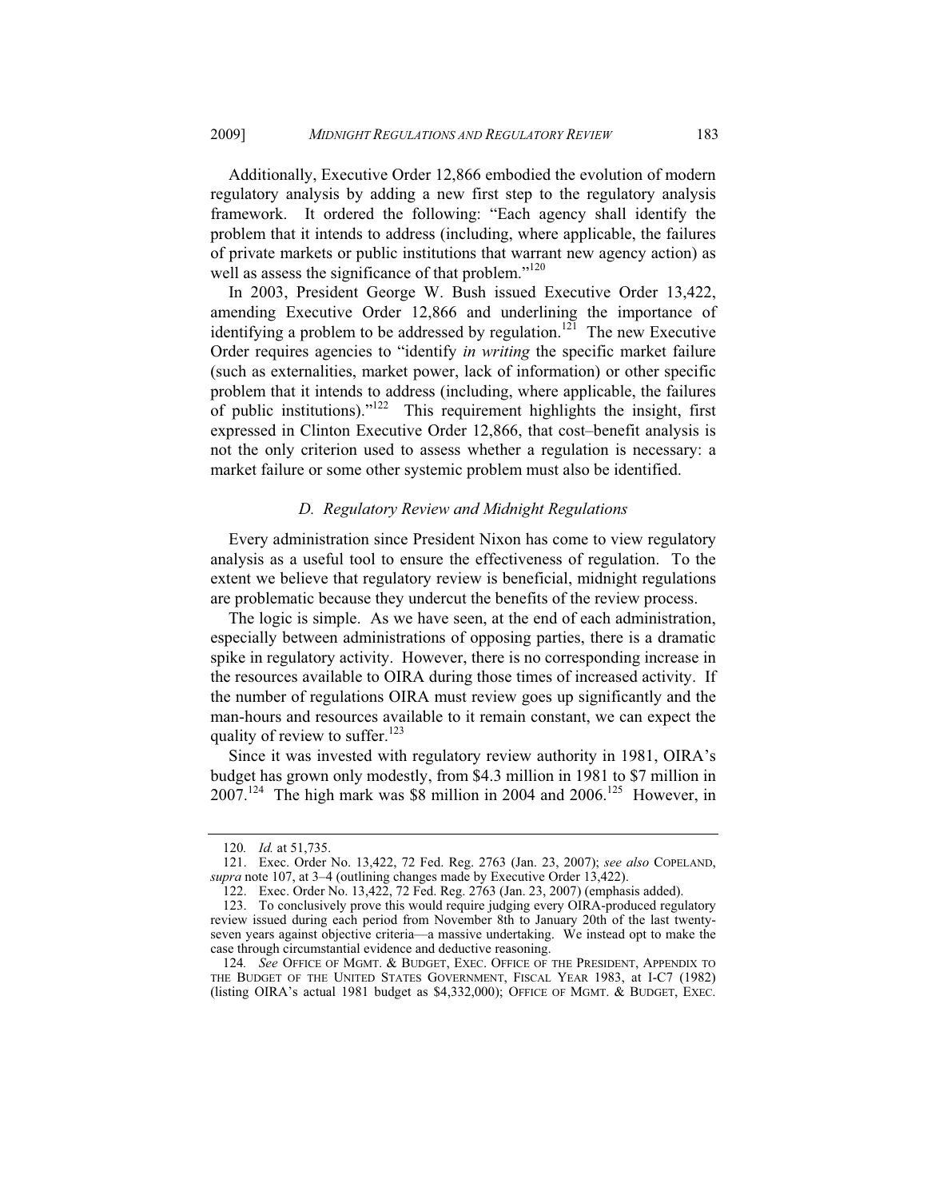Additionally, Executive Order 12,866 embodied the evolution of modern regulatory analysis by adding a new first step to the regulatory analysis framework. It ordered the following: "Each agency shall identify the problem that it intends to address (including, where applicable, the failures of private markets or public institutions that warrant new agency action) as well as assess the significance of that problem."[120]

In 2003, President George W. Bush issued Executive Order 13,422, amending Executive Order 12,866 and underlining the importance of identifying a problem to be addressed by regulation.[121] The new Executive Order requires agencies to "identify *in writing* the specific market failure (such as externalities, market power, lack of information) or other specific problem that it intends to address (including, where applicable, the failures of public institutions)."[122] This requirement highlights the insight, first expressed in Clinton Executive Order 12,866, that cost–benefit analysis is not the only criterion used to assess whether a regulation is necessary: a market failure or some other systemic problem must also be identified.

### *D. Regulatory Review and Midnight Regulations*

Every administration since President Nixon has come to view regulatory analysis as a useful tool to ensure the effectiveness of regulation. To the extent we believe that regulatory review is beneficial, midnight regulations are problematic because they undercut the benefits of the review process.

The logic is simple. As we have seen, at the end of each administration, especially between administrations of opposing parties, there is a dramatic spike in regulatory activity. However, there is no corresponding increase in the resources available to OIRA during those times of increased activity. If the number of regulations OIRA must review goes up significantly and the man-hours and resources available to it remain constant, we can expect the quality of review to suffer.[123]

Since it was invested with regulatory review authority in 1981, OIRA's budget has grown only modestly, from \$4.3 million in 1981 to \$7 million in 2007.[124] The high mark was \$8 million in 2004 and 2006.[125] However, in

---

120. *Id.* at 51,735.

121. Exec. Order No. 13,422, 72 Fed. Reg. 2763 (Jan. 23, 2007); *see also* COPELAND, *supra* note 107, at 3–4 (outlining changes made by Executive Order 13,422).

122. Exec. Order No. 13,422, 72 Fed. Reg. 2763 (Jan. 23, 2007) (emphasis added).

123. To conclusively prove this would require judging every OIRA-produced regulatory review issued during each period from November 8th to January 20th of the last twenty-seven years against objective criteria—a massive undertaking. We instead opt to make the case through circumstantial evidence and deductive reasoning.

124. *See* OFFICE OF MGMT. & BUDGET, EXEC. OFFICE OF THE PRESIDENT, APPENDIX TO THE BUDGET OF THE UNITED STATES GOVERNMENT, FISCAL YEAR 1983, at I-C7 (1982) (listing OIRA's actual 1981 budget as \$4,332,000); OFFICE OF MGMT. & BUDGET, EXEC.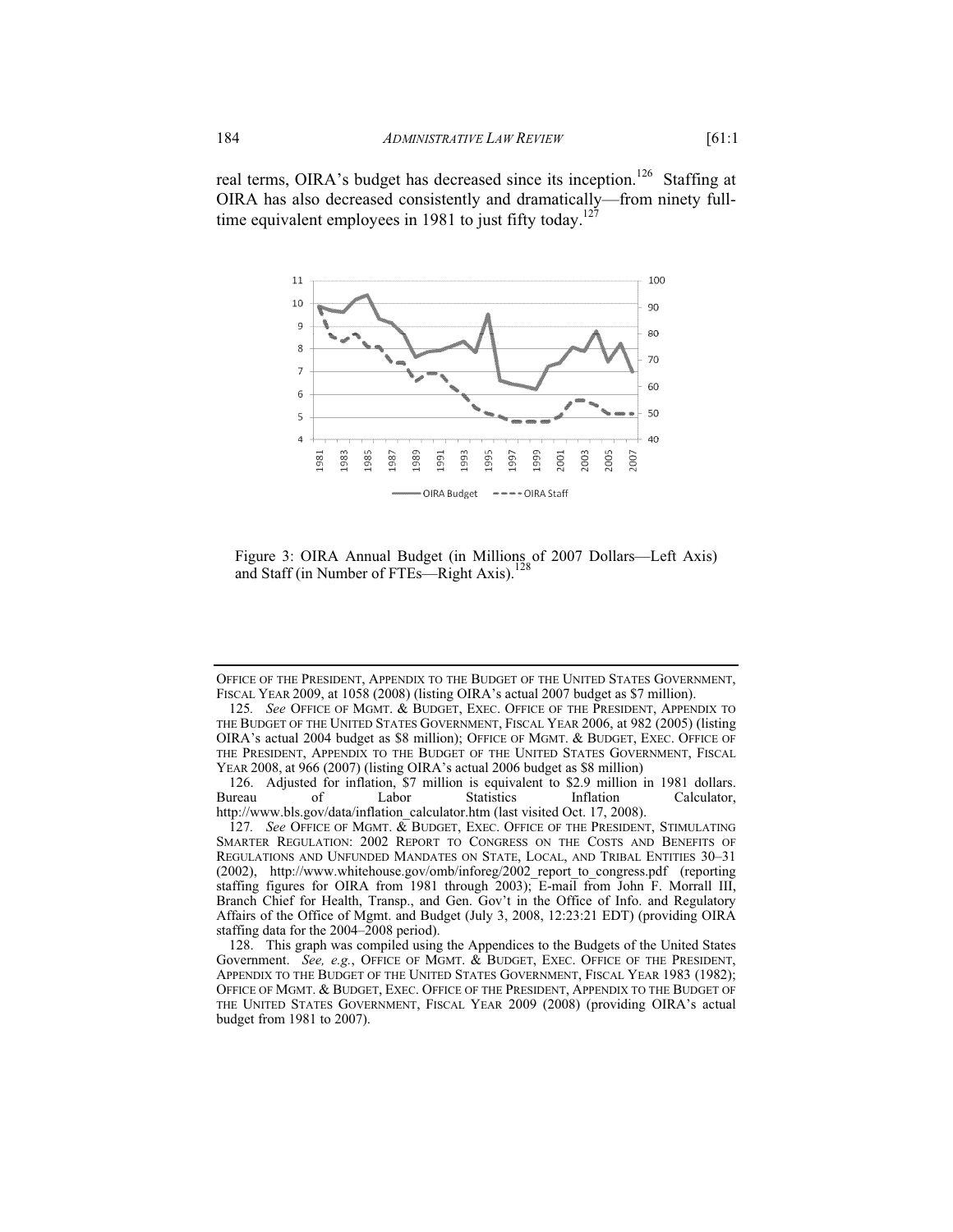real terms, OIRA's budget has decreased since its inception.[126] Staffing at OIRA has also decreased consistently and dramatically—from ninety full-time equivalent employees in 1981 to just fifty today.[127]

Figure 3: OIRA Annual Budget (in Millions of 2007 Dollars—Left Axis) and Staff (in Number of FTEs—Right Axis).[128]

---

OFFICE OF THE PRESIDENT, APPENDIX TO THE BUDGET OF THE UNITED STATES GOVERNMENT, FISCAL YEAR 2009, at 1058 (2008) (listing OIRA's actual 2007 budget as $7 million).

125. *See* OFFICE OF MGMT. & BUDGET, EXEC. OFFICE OF THE PRESIDENT, APPENDIX TO THE BUDGET OF THE UNITED STATES GOVERNMENT, FISCAL YEAR 2006, at 982 (2005) (listing OIRA's actual 2004 budget as $8 million); OFFICE OF MGMT. & BUDGET, EXEC. OFFICE OF THE PRESIDENT, APPENDIX TO THE BUDGET OF THE UNITED STATES GOVERNMENT, FISCAL YEAR 2008, at 966 (2007) (listing OIRA's actual 2006 budget as $8 million)

126. Adjusted for inflation, $7 million is equivalent to $2.9 million in 1981 dollars. Bureau of Labor Statistics Inflation Calculator, http://www.bls.gov/data/inflation_calculator.htm (last visited Oct. 17, 2008).

127. *See* OFFICE OF MGMT. & BUDGET, EXEC. OFFICE OF THE PRESIDENT, STIMULATING SMARTER REGULATION: 2002 REPORT TO CONGRESS ON THE COSTS AND BENEFITS OF REGULATIONS AND UNFUNDED MANDATES ON STATE, LOCAL, AND TRIBAL ENTITIES 30–31 (2002), http://www.whitehouse.gov/omb/inforeg/2002_report_to_congress.pdf (reporting staffing figures for OIRA from 1981 through 2003); E-mail from John F. Morrall III, Branch Chief for Health, Transp., and Gen. Gov't in the Office of Info. and Regulatory Affairs of the Office of Mgmt. and Budget (July 3, 2008, 12:23:21 EDT) (providing OIRA staffing data for the 2004–2008 period).

128. This graph was compiled using the Appendices to the Budgets of the United States Government. *See, e.g.*, OFFICE OF MGMT. & BUDGET, EXEC. OFFICE OF THE PRESIDENT, APPENDIX TO THE BUDGET OF THE UNITED STATES GOVERNMENT, FISCAL YEAR 1983 (1982); OFFICE OF MGMT. & BUDGET, EXEC. OFFICE OF THE PRESIDENT, APPENDIX TO THE BUDGET OF THE UNITED STATES GOVERNMENT, FISCAL YEAR 2009 (2008) (providing OIRA's actual budget from 1981 to 2007).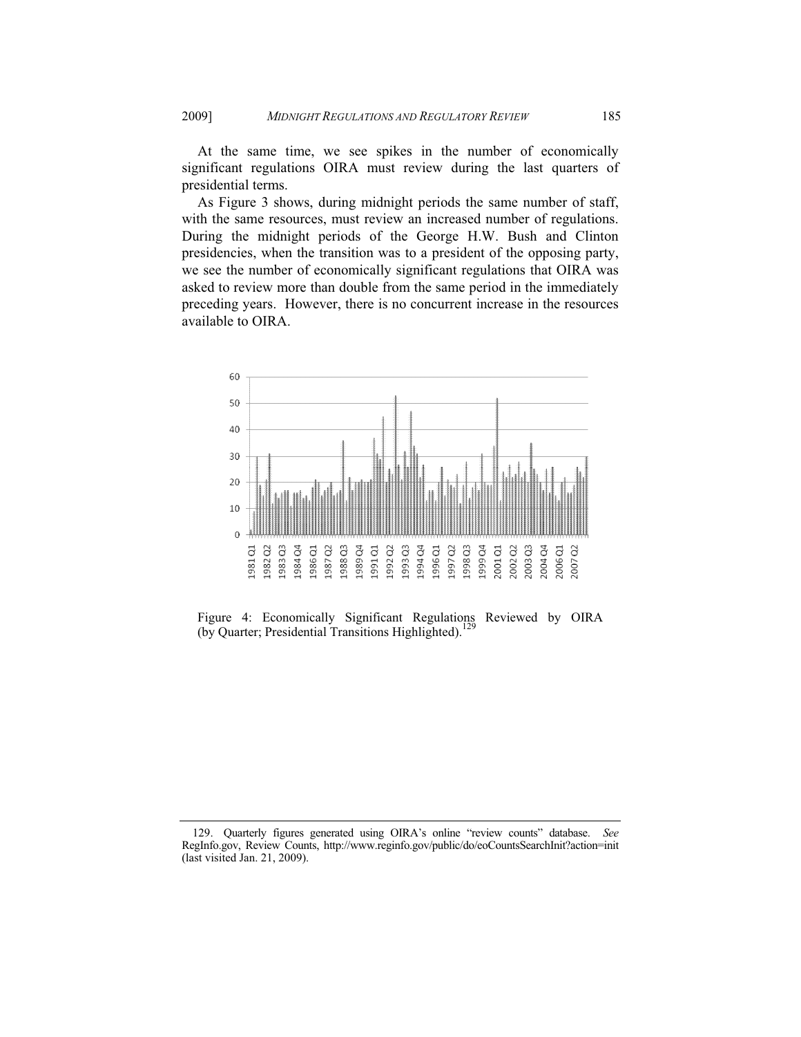At the same time, we see spikes in the number of economically significant regulations OIRA must review during the last quarters of presidential terms.

As Figure 3 shows, during midnight periods the same number of staff, with the same resources, must review an increased number of regulations. During the midnight periods of the George H.W. Bush and Clinton presidencies, when the transition was to a president of the opposing party, we see the number of economically significant regulations that OIRA was asked to review more than double from the same period in the immediately preceding years. However, there is no concurrent increase in the resources available to OIRA.

Figure 4: Economically Significant Regulations Reviewed by OIRA (by Quarter; Presidential Transitions Highlighted).[129]

---

129. Quarterly figures generated using OIRA's online "review counts" database. *See* RegInfo.gov, Review Counts, http://www.reginfo.gov/public/do/eoCountsSearchInit?action=init (last visited Jan. 21, 2009).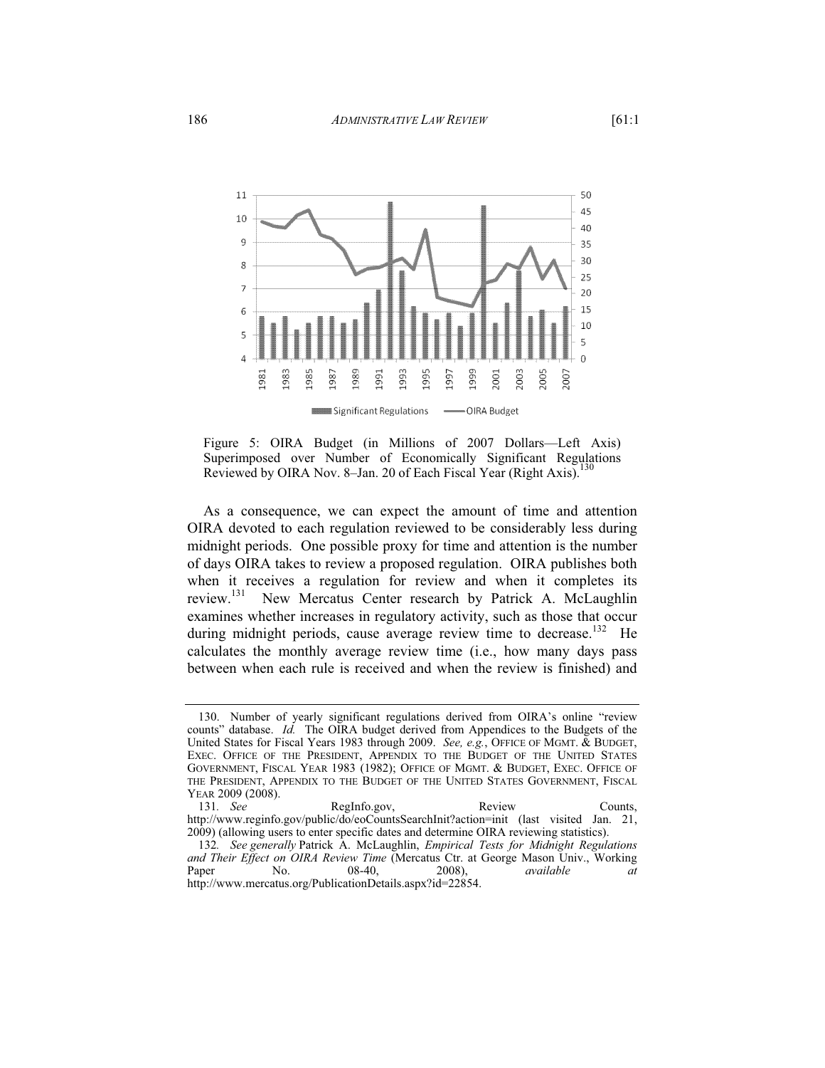Figure 5: OIRA Budget (in Millions of 2007 Dollars—Left Axis) Superimposed over Number of Economically Significant Regulations Reviewed by OIRA Nov. 8–Jan. 20 of Each Fiscal Year (Right Axis).[130]

As a consequence, we can expect the amount of time and attention OIRA devoted to each regulation reviewed to be considerably less during midnight periods. One possible proxy for time and attention is the number of days OIRA takes to review a proposed regulation. OIRA publishes both when it receives a regulation for review and when it completes its review.[131] New Mercatus Center research by Patrick A. McLaughlin examines whether increases in regulatory activity, such as those that occur during midnight periods, cause average review time to decrease.[132] He calculates the monthly average review time (i.e., how many days pass between when each rule is received and when the review is finished) and

---

130. Number of yearly significant regulations derived from OIRA's online "review counts" database. *Id.* The OIRA budget derived from Appendices to the Budgets of the United States for Fiscal Years 1983 through 2009. *See, e.g.*, OFFICE OF MGMT. & BUDGET, EXEC. OFFICE OF THE PRESIDENT, APPENDIX TO THE BUDGET OF THE UNITED STATES GOVERNMENT, FISCAL YEAR 1983 (1982); OFFICE OF MGMT. & BUDGET, EXEC. OFFICE OF THE PRESIDENT, APPENDIX TO THE BUDGET OF THE UNITED STATES GOVERNMENT, FISCAL YEAR 2009 (2008).

131. *See* RegInfo.gov, Review Counts, http://www.reginfo.gov/public/do/eoCountsSearchInit?action=init (last visited Jan. 21, 2009) (allowing users to enter specific dates and determine OIRA reviewing statistics).

132. *See generally* Patrick A. McLaughlin, *Empirical Tests for Midnight Regulations and Their Effect on OIRA Review Time* (Mercatus Ctr. at George Mason Univ., Working Paper No. 08-40, 2008), *available at* http://www.mercatus.org/PublicationDetails.aspx?id=22854.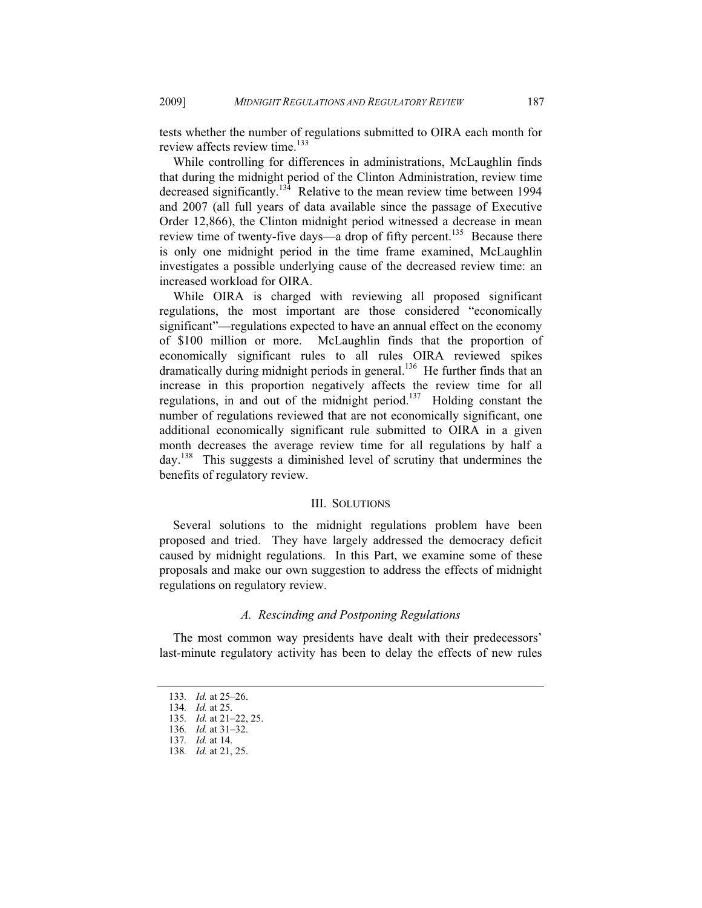tests whether the number of regulations submitted to OIRA each month for review affects review time.[133]

While controlling for differences in administrations, McLaughlin finds that during the midnight period of the Clinton Administration, review time decreased significantly.[134] Relative to the mean review time between 1994 and 2007 (all full years of data available since the passage of Executive Order 12,866), the Clinton midnight period witnessed a decrease in mean review time of twenty-five days—a drop of fifty percent.[135] Because there is only one midnight period in the time frame examined, McLaughlin investigates a possible underlying cause of the decreased review time: an increased workload for OIRA.

While OIRA is charged with reviewing all proposed significant regulations, the most important are those considered "economically significant"—regulations expected to have an annual effect on the economy of $100 million or more. McLaughlin finds that the proportion of economically significant rules to all rules OIRA reviewed spikes dramatically during midnight periods in general.[136] He further finds that an increase in this proportion negatively affects the review time for all regulations, in and out of the midnight period.[137] Holding constant the number of regulations reviewed that are not economically significant, one additional economically significant rule submitted to OIRA in a given month decreases the average review time for all regulations by half a day.[138] This suggests a diminished level of scrutiny that undermines the benefits of regulatory review.

## III. Solutions

Several solutions to the midnight regulations problem have been proposed and tried. They have largely addressed the democracy deficit caused by midnight regulations. In this Part, we examine some of these proposals and make our own suggestion to address the effects of midnight regulations on regulatory review.

### *A. Rescinding and Postponing Regulations*

The most common way presidents have dealt with their predecessors' last-minute regulatory activity has been to delay the effects of new rules

---

133. *Id.* at 25–26.
134. *Id.* at 25.
135. *Id.* at 21–22, 25.
136. *Id.* at 31–32.
137. *Id.* at 14.
138. *Id.* at 21, 25.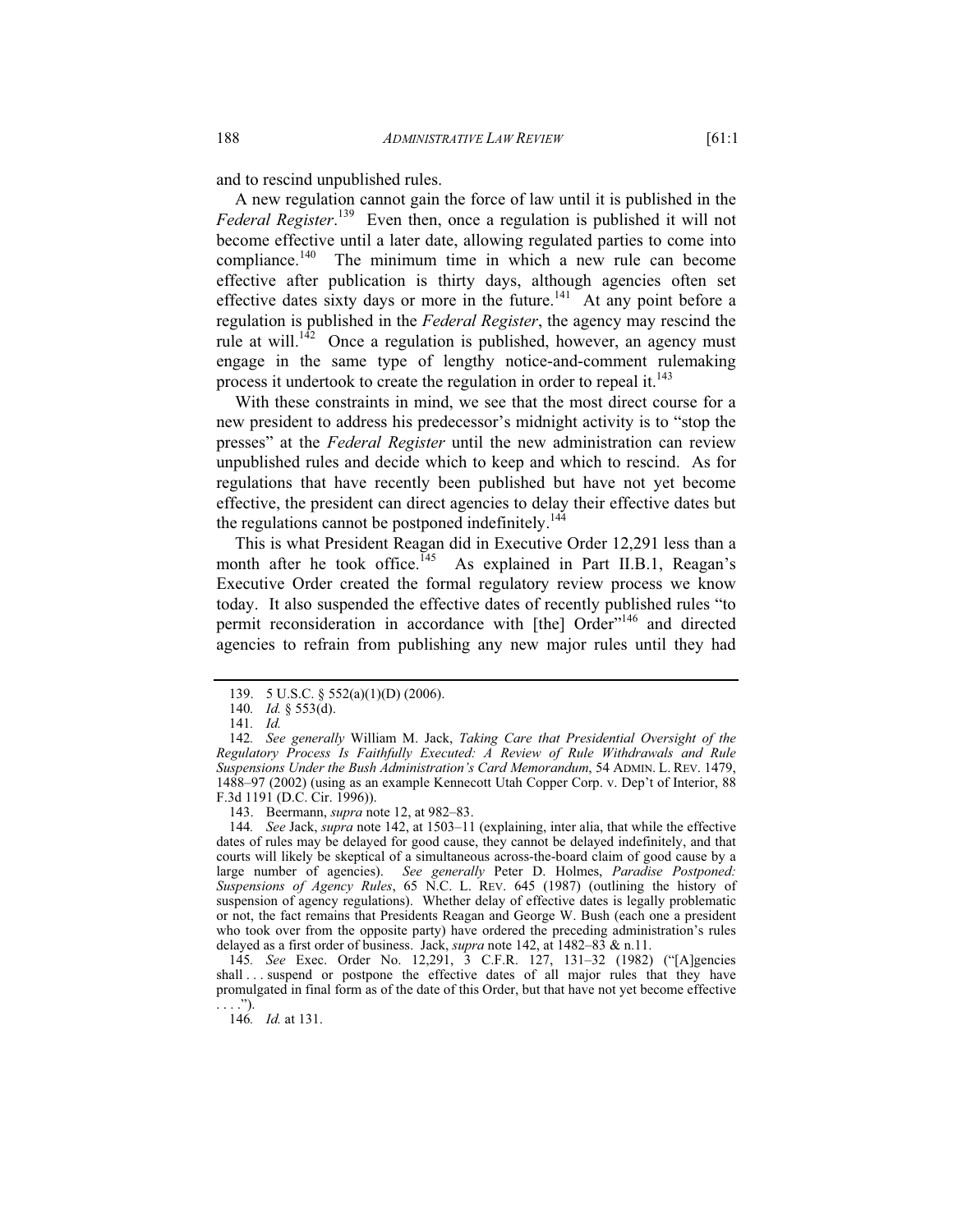and to rescind unpublished rules.

A new regulation cannot gain the force of law until it is published in the *Federal Register*.[139] Even then, once a regulation is published it will not become effective until a later date, allowing regulated parties to come into compliance.[140] The minimum time in which a new rule can become effective after publication is thirty days, although agencies often set effective dates sixty days or more in the future.[141] At any point before a regulation is published in the *Federal Register*, the agency may rescind the rule at will.[142] Once a regulation is published, however, an agency must engage in the same type of lengthy notice-and-comment rulemaking process it undertook to create the regulation in order to repeal it.[143]

With these constraints in mind, we see that the most direct course for a new president to address his predecessor's midnight activity is to "stop the presses" at the *Federal Register* until the new administration can review unpublished rules and decide which to keep and which to rescind. As for regulations that have recently been published but have not yet become effective, the president can direct agencies to delay their effective dates but the regulations cannot be postponed indefinitely.[144]

This is what President Reagan did in Executive Order 12,291 less than a month after he took office.[145] As explained in Part II.B.1, Reagan's Executive Order created the formal regulatory review process we know today. It also suspended the effective dates of recently published rules "to permit reconsideration in accordance with [the] Order"[146] and directed agencies to refrain from publishing any new major rules until they had

---

139. 5 U.S.C. § 552(a)(1)(D) (2006).

140. *Id.* § 553(d).

141. *Id.*

142. *See generally* William M. Jack, *Taking Care that Presidential Oversight of the Regulatory Process Is Faithfully Executed: A Review of Rule Withdrawals and Rule Suspensions Under the Bush Administration's Card Memorandum*, 54 ADMIN. L. REV. 1479, 1488–97 (2002) (using as an example Kennecott Utah Copper Corp. v. Dep't of Interior, 88 F.3d 1191 (D.C. Cir. 1996)).

143. Beermann, *supra* note 12, at 982–83.

144. *See* Jack, *supra* note 142, at 1503–11 (explaining, inter alia, that while the effective dates of rules may be delayed for good cause, they cannot be delayed indefinitely, and that courts will likely be skeptical of a simultaneous across-the-board claim of good cause by a large number of agencies). *See generally* Peter D. Holmes, *Paradise Postponed: Suspensions of Agency Rules*, 65 N.C. L. REV. 645 (1987) (outlining the history of suspension of agency regulations). Whether delay of effective dates is legally problematic or not, the fact remains that Presidents Reagan and George W. Bush (each one a president who took over from the opposite party) have ordered the preceding administration's rules delayed as a first order of business. Jack, *supra* note 142, at 1482–83 & n.11.

145. *See* Exec. Order No. 12,291, 3 C.F.R. 127, 131–32 (1982) ("[A]gencies shall . . . suspend or postpone the effective dates of all major rules that they have promulgated in final form as of the date of this Order, but that have not yet become effective . . . .").

146. *Id.* at 131.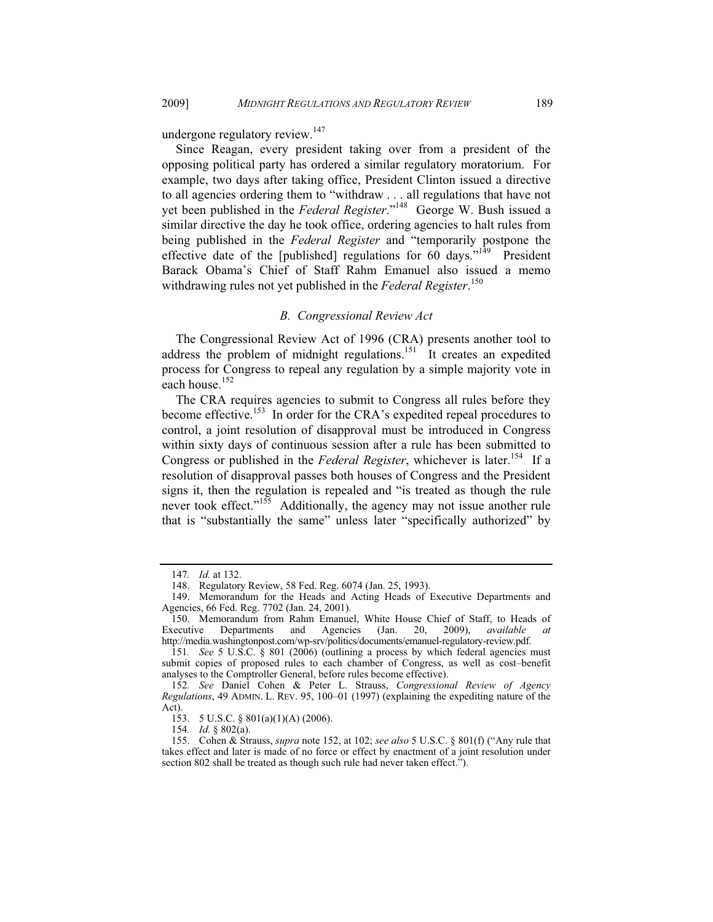undergone regulatory review.[147]

Since Reagan, every president taking over from a president of the opposing political party has ordered a similar regulatory moratorium. For example, two days after taking office, President Clinton issued a directive to all agencies ordering them to "withdraw . . . all regulations that have not yet been published in the *Federal Register*."[148] George W. Bush issued a similar directive the day he took office, ordering agencies to halt rules from being published in the *Federal Register* and "temporarily postpone the effective date of the [published] regulations for 60 days."[149] President Barack Obama's Chief of Staff Rahm Emanuel also issued a memo withdrawing rules not yet published in the *Federal Register*.[150]

### *B. Congressional Review Act*

The Congressional Review Act of 1996 (CRA) presents another tool to address the problem of midnight regulations.[151] It creates an expedited process for Congress to repeal any regulation by a simple majority vote in each house.[152]

The CRA requires agencies to submit to Congress all rules before they become effective.[153] In order for the CRA's expedited repeal procedures to control, a joint resolution of disapproval must be introduced in Congress within sixty days of continuous session after a rule has been submitted to Congress or published in the *Federal Register*, whichever is later.[154] If a resolution of disapproval passes both houses of Congress and the President signs it, then the regulation is repealed and "is treated as though the rule never took effect."[155] Additionally, the agency may not issue another rule that is "substantially the same" unless later "specifically authorized" by

---

147. *Id.* at 132.

148. Regulatory Review, 58 Fed. Reg. 6074 (Jan. 25, 1993).

149. Memorandum for the Heads and Acting Heads of Executive Departments and Agencies, 66 Fed. Reg. 7702 (Jan. 24, 2001).

150. Memorandum from Rahm Emanuel, White House Chief of Staff, to Heads of Executive Departments and Agencies (Jan. 20, 2009), *available at* http://media.washingtonpost.com/wp-srv/politics/documents/emanuel-regulatory-review.pdf.

151. *See* 5 U.S.C. § 801 (2006) (outlining a process by which federal agencies must submit copies of proposed rules to each chamber of Congress, as well as cost–benefit analyses to the Comptroller General, before rules become effective).

152. *See* Daniel Cohen & Peter L. Strauss, *Congressional Review of Agency Regulations*, 49 ADMIN. L. REV. 95, 100–01 (1997) (explaining the expediting nature of the Act).

153. 5 U.S.C. § 801(a)(1)(A) (2006).

154. *Id.* § 802(a).

155. Cohen & Strauss, *supra* note 152, at 102; *see also* 5 U.S.C. § 801(f) ("Any rule that takes effect and later is made of no force or effect by enactment of a joint resolution under section 802 shall be treated as though such rule had never taken effect.").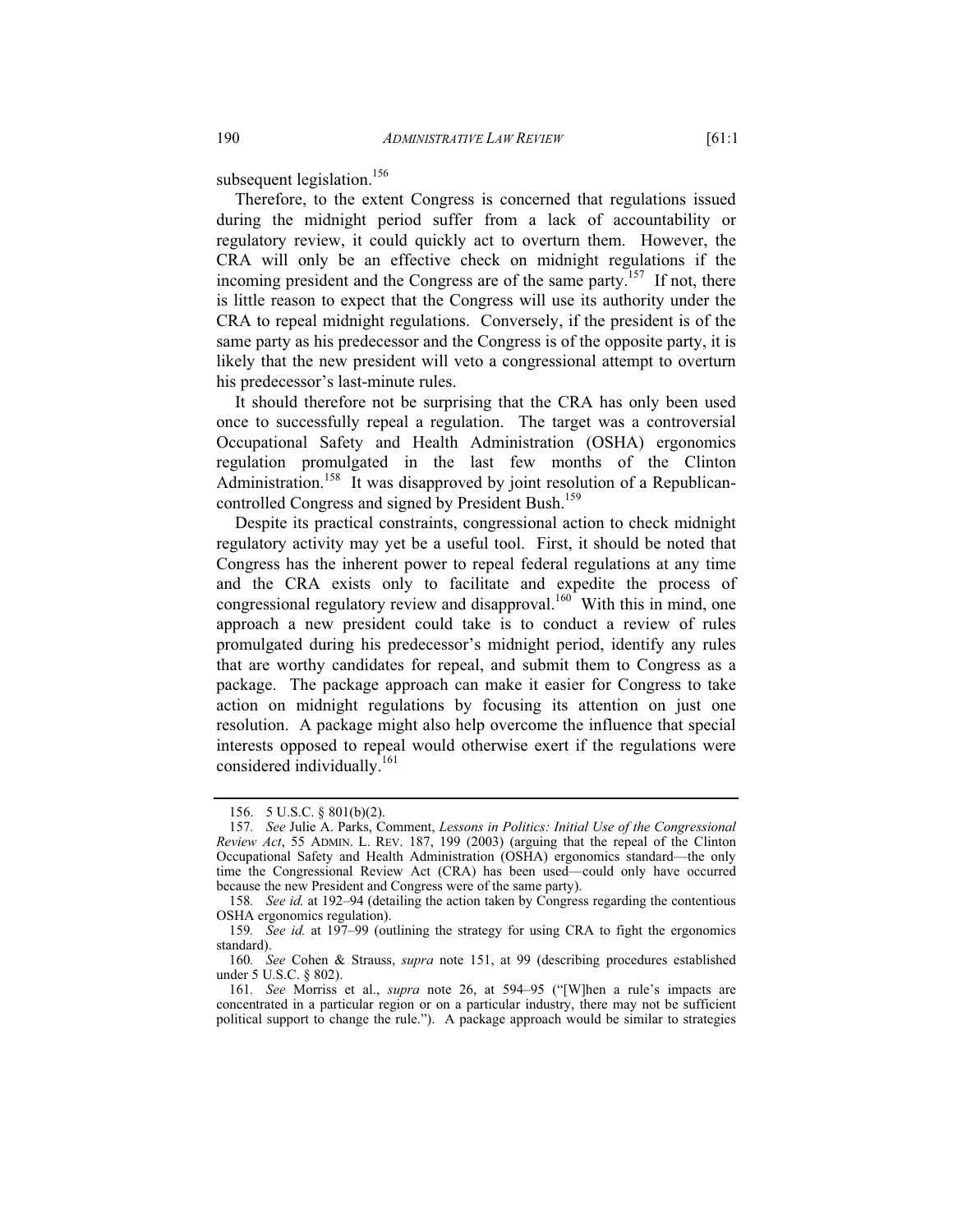subsequent legislation.[156]

Therefore, to the extent Congress is concerned that regulations issued during the midnight period suffer from a lack of accountability or regulatory review, it could quickly act to overturn them. However, the CRA will only be an effective check on midnight regulations if the incoming president and the Congress are of the same party.[157] If not, there is little reason to expect that the Congress will use its authority under the CRA to repeal midnight regulations. Conversely, if the president is of the same party as his predecessor and the Congress is of the opposite party, it is likely that the new president will veto a congressional attempt to overturn his predecessor's last-minute rules.

It should therefore not be surprising that the CRA has only been used once to successfully repeal a regulation. The target was a controversial Occupational Safety and Health Administration (OSHA) ergonomics regulation promulgated in the last few months of the Clinton Administration.[158] It was disapproved by joint resolution of a Republican-controlled Congress and signed by President Bush.[159]

Despite its practical constraints, congressional action to check midnight regulatory activity may yet be a useful tool. First, it should be noted that Congress has the inherent power to repeal federal regulations at any time and the CRA exists only to facilitate and expedite the process of congressional regulatory review and disapproval.[160] With this in mind, one approach a new president could take is to conduct a review of rules promulgated during his predecessor's midnight period, identify any rules that are worthy candidates for repeal, and submit them to Congress as a package. The package approach can make it easier for Congress to take action on midnight regulations by focusing its attention on just one resolution. A package might also help overcome the influence that special interests opposed to repeal would otherwise exert if the regulations were considered individually.[161]

---

156. 5 U.S.C. § 801(b)(2).

157. *See* Julie A. Parks, Comment, *Lessons in Politics: Initial Use of the Congressional Review Act*, 55 ADMIN. L. REV. 187, 199 (2003) (arguing that the repeal of the Clinton Occupational Safety and Health Administration (OSHA) ergonomics standard—the only time the Congressional Review Act (CRA) has been used—could only have occurred because the new President and Congress were of the same party).

158. *See id.* at 192–94 (detailing the action taken by Congress regarding the contentious OSHA ergonomics regulation).

159. *See id.* at 197–99 (outlining the strategy for using CRA to fight the ergonomics standard).

160. *See* Cohen & Strauss, *supra* note 151, at 99 (describing procedures established under 5 U.S.C. § 802).

161. *See* Morriss et al., *supra* note 26, at 594–95 ("[W]hen a rule's impacts are concentrated in a particular region or on a particular industry, there may not be sufficient political support to change the rule."). A package approach would be similar to strategies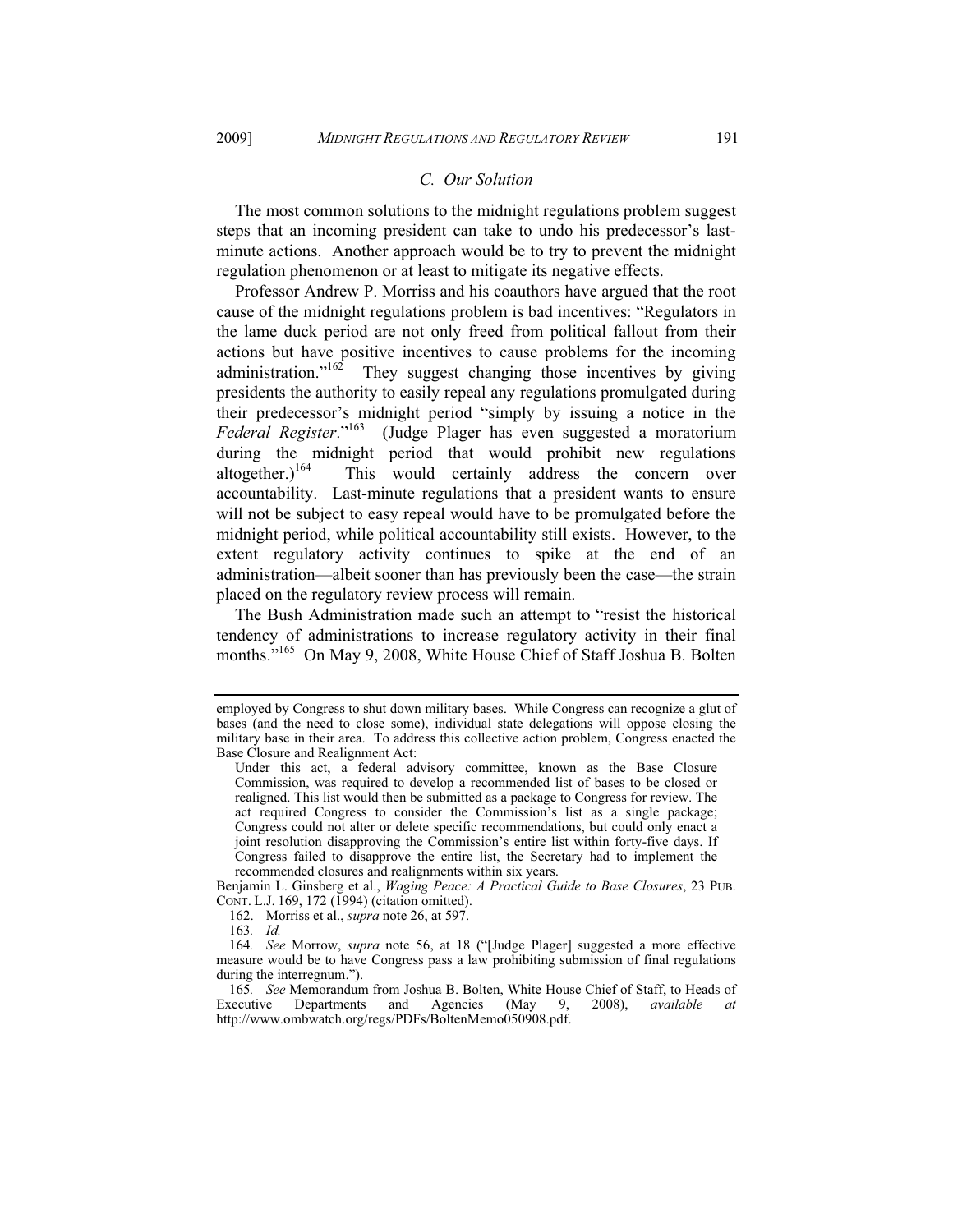### *C. Our Solution*

The most common solutions to the midnight regulations problem suggest steps that an incoming president can take to undo his predecessor's last-minute actions. Another approach would be to try to prevent the midnight regulation phenomenon or at least to mitigate its negative effects.

Professor Andrew P. Morriss and his coauthors have argued that the root cause of the midnight regulations problem is bad incentives: "Regulators in the lame duck period are not only freed from political fallout from their actions but have positive incentives to cause problems for the incoming administration."[162] They suggest changing those incentives by giving presidents the authority to easily repeal any regulations promulgated during their predecessor's midnight period "simply by issuing a notice in the *Federal Register*."[163] (Judge Plager has even suggested a moratorium during the midnight period that would prohibit new regulations altogether.)[164] This would certainly address the concern over accountability. Last-minute regulations that a president wants to ensure will not be subject to easy repeal would have to be promulgated before the midnight period, while political accountability still exists. However, to the extent regulatory activity continues to spike at the end of an administration—albeit sooner than has previously been the case—the strain placed on the regulatory review process will remain.

The Bush Administration made such an attempt to "resist the historical tendency of administrations to increase regulatory activity in their final months."[165] On May 9, 2008, White House Chief of Staff Joshua B. Bolten

---

employed by Congress to shut down military bases. While Congress can recognize a glut of bases (and the need to close some), individual state delegations will oppose closing the military base in their area. To address this collective action problem, Congress enacted the Base Closure and Realignment Act:

> Under this act, a federal advisory committee, known as the Base Closure Commission, was required to develop a recommended list of bases to be closed or realigned. This list would then be submitted as a package to Congress for review. The act required Congress to consider the Commission's list as a single package; Congress could not alter or delete specific recommendations, but could only enact a joint resolution disapproving the Commission's entire list within forty-five days. If Congress failed to disapprove the entire list, the Secretary had to implement the recommended closures and realignments within six years.

Benjamin L. Ginsberg et al., *Waging Peace: A Practical Guide to Base Closures*, 23 PUB. CONT. L.J. 169, 172 (1994) (citation omitted).

162. Morriss et al., *supra* note 26, at 597.

163. *Id.*

164. *See* Morrow, *supra* note 56, at 18 ("[Judge Plager] suggested a more effective measure would be to have Congress pass a law prohibiting submission of final regulations during the interregnum.").

165. *See* Memorandum from Joshua B. Bolten, White House Chief of Staff, to Heads of Executive Departments and Agencies (May 9, 2008), *available at* http://www.ombwatch.org/regs/PDFs/BoltenMemo050908.pdf.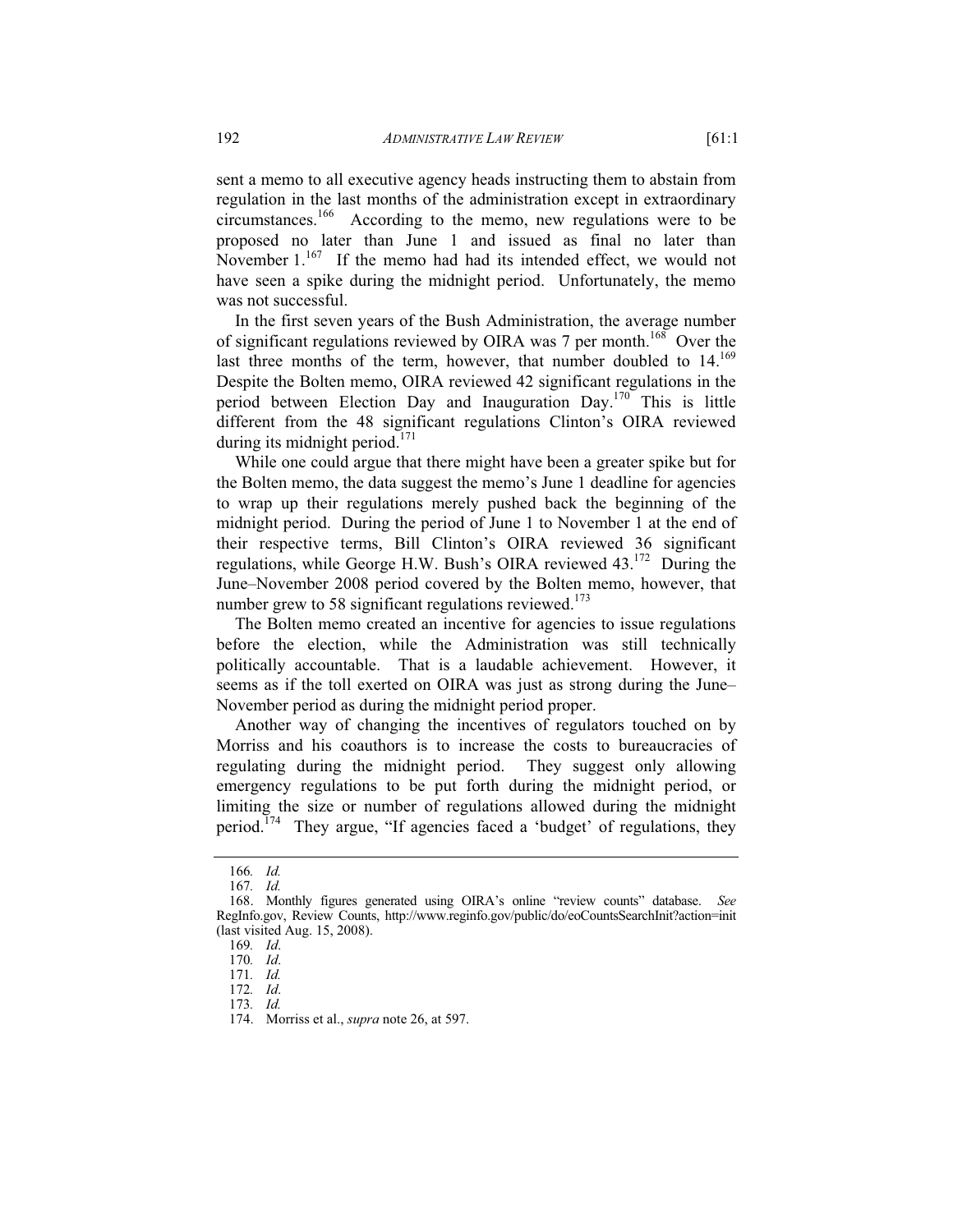sent a memo to all executive agency heads instructing them to abstain from regulation in the last months of the administration except in extraordinary circumstances.[166] According to the memo, new regulations were to be proposed no later than June 1 and issued as final no later than November 1.[167] If the memo had had its intended effect, we would not have seen a spike during the midnight period. Unfortunately, the memo was not successful.

In the first seven years of the Bush Administration, the average number of significant regulations reviewed by OIRA was 7 per month.[168] Over the last three months of the term, however, that number doubled to 14.[169] Despite the Bolten memo, OIRA reviewed 42 significant regulations in the period between Election Day and Inauguration Day.[170] This is little different from the 48 significant regulations Clinton's OIRA reviewed during its midnight period.[171]

While one could argue that there might have been a greater spike but for the Bolten memo, the data suggest the memo's June 1 deadline for agencies to wrap up their regulations merely pushed back the beginning of the midnight period. During the period of June 1 to November 1 at the end of their respective terms, Bill Clinton's OIRA reviewed 36 significant regulations, while George H.W. Bush's OIRA reviewed 43.[172] During the June–November 2008 period covered by the Bolten memo, however, that number grew to 58 significant regulations reviewed.[173]

The Bolten memo created an incentive for agencies to issue regulations before the election, while the Administration was still technically politically accountable. That is a laudable achievement. However, it seems as if the toll exerted on OIRA was just as strong during the June–November period as during the midnight period proper.

Another way of changing the incentives of regulators touched on by Morriss and his coauthors is to increase the costs to bureaucracies of regulating during the midnight period. They suggest only allowing emergency regulations to be put forth during the midnight period, or limiting the size or number of regulations allowed during the midnight period.[174] They argue, "If agencies faced a 'budget' of regulations, they

---

166. *Id.*

167. *Id.*

168. Monthly figures generated using OIRA's online "review counts" database. *See* RegInfo.gov, Review Counts, http://www.reginfo.gov/public/do/eoCountsSearchInit?action=init (last visited Aug. 15, 2008).

169. *Id*.

170. *Id*.

171. *Id.*

172. *Id*.

173. *Id.*

174. Morriss et al., *supra* note 26, at 597.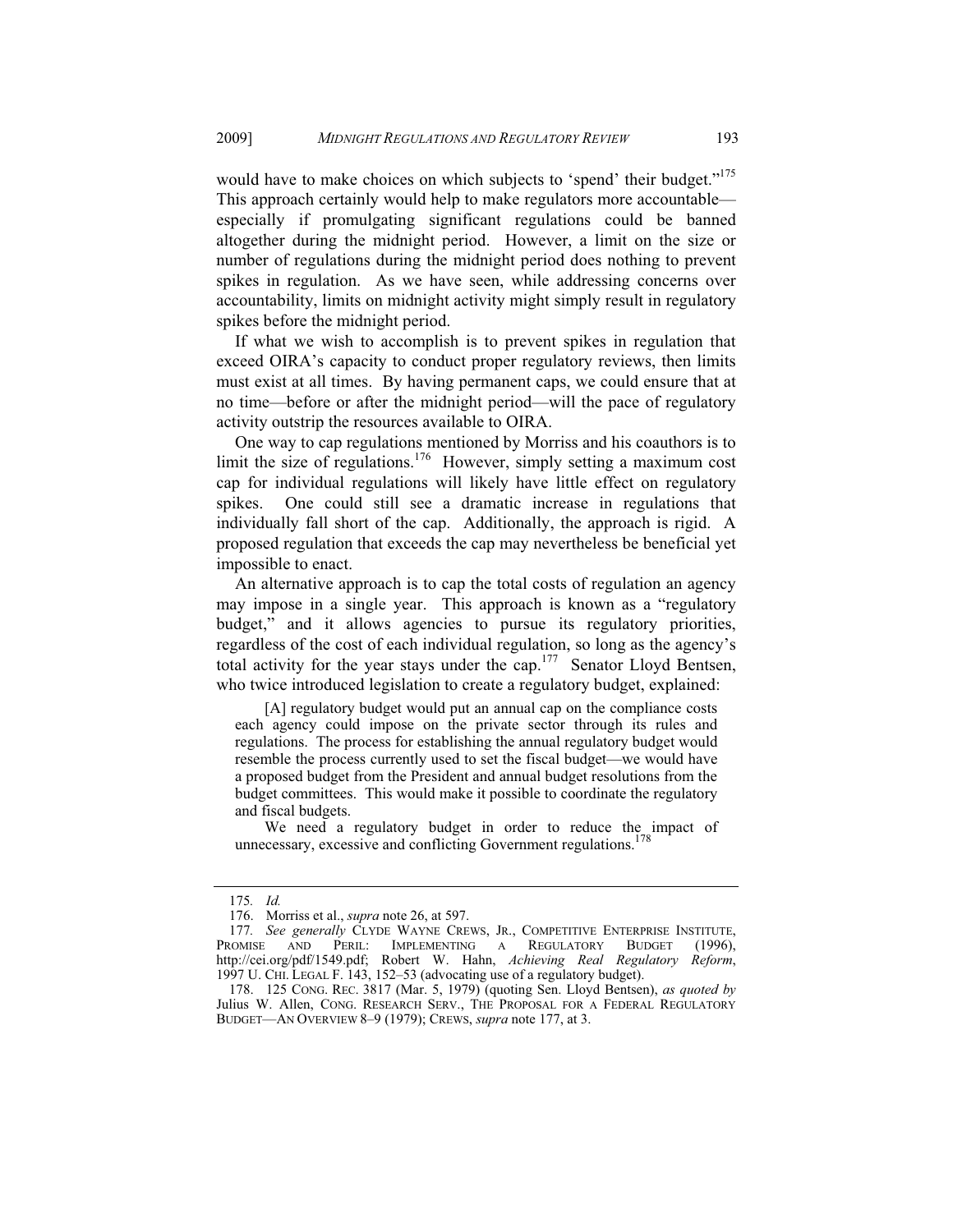would have to make choices on which subjects to 'spend' their budget."[175] This approach certainly would help to make regulators more accountable—especially if promulgating significant regulations could be banned altogether during the midnight period. However, a limit on the size or number of regulations during the midnight period does nothing to prevent spikes in regulation. As we have seen, while addressing concerns over accountability, limits on midnight activity might simply result in regulatory spikes before the midnight period.

If what we wish to accomplish is to prevent spikes in regulation that exceed OIRA's capacity to conduct proper regulatory reviews, then limits must exist at all times. By having permanent caps, we could ensure that at no time—before or after the midnight period—will the pace of regulatory activity outstrip the resources available to OIRA.

One way to cap regulations mentioned by Morriss and his coauthors is to limit the size of regulations.[176] However, simply setting a maximum cost cap for individual regulations will likely have little effect on regulatory spikes. One could still see a dramatic increase in regulations that individually fall short of the cap. Additionally, the approach is rigid. A proposed regulation that exceeds the cap may nevertheless be beneficial yet impossible to enact.

An alternative approach is to cap the total costs of regulation an agency may impose in a single year. This approach is known as a "regulatory budget," and it allows agencies to pursue its regulatory priorities, regardless of the cost of each individual regulation, so long as the agency's total activity for the year stays under the cap.[177] Senator Lloyd Bentsen, who twice introduced legislation to create a regulatory budget, explained:

> [A] regulatory budget would put an annual cap on the compliance costs each agency could impose on the private sector through its rules and regulations. The process for establishing the annual regulatory budget would resemble the process currently used to set the fiscal budget—we would have a proposed budget from the President and annual budget resolutions from the budget committees. This would make it possible to coordinate the regulatory and fiscal budgets.
>
> We need a regulatory budget in order to reduce the impact of unnecessary, excessive and conflicting Government regulations.[178]

---

175. *Id.*

176. Morriss et al., *supra* note 26, at 597.

177. *See generally* CLYDE WAYNE CREWS, JR., COMPETITIVE ENTERPRISE INSTITUTE, PROMISE AND PERIL: IMPLEMENTING A REGULATORY BUDGET (1996), http://cei.org/pdf/1549.pdf; Robert W. Hahn, *Achieving Real Regulatory Reform*, 1997 U. CHI. LEGAL F. 143, 152–53 (advocating use of a regulatory budget).

178. 125 CONG. REC. 3817 (Mar. 5, 1979) (quoting Sen. Lloyd Bentsen), *as quoted by* Julius W. Allen, CONG. RESEARCH SERV., THE PROPOSAL FOR A FEDERAL REGULATORY BUDGET—AN OVERVIEW 8–9 (1979); CREWS, *supra* note 177, at 3.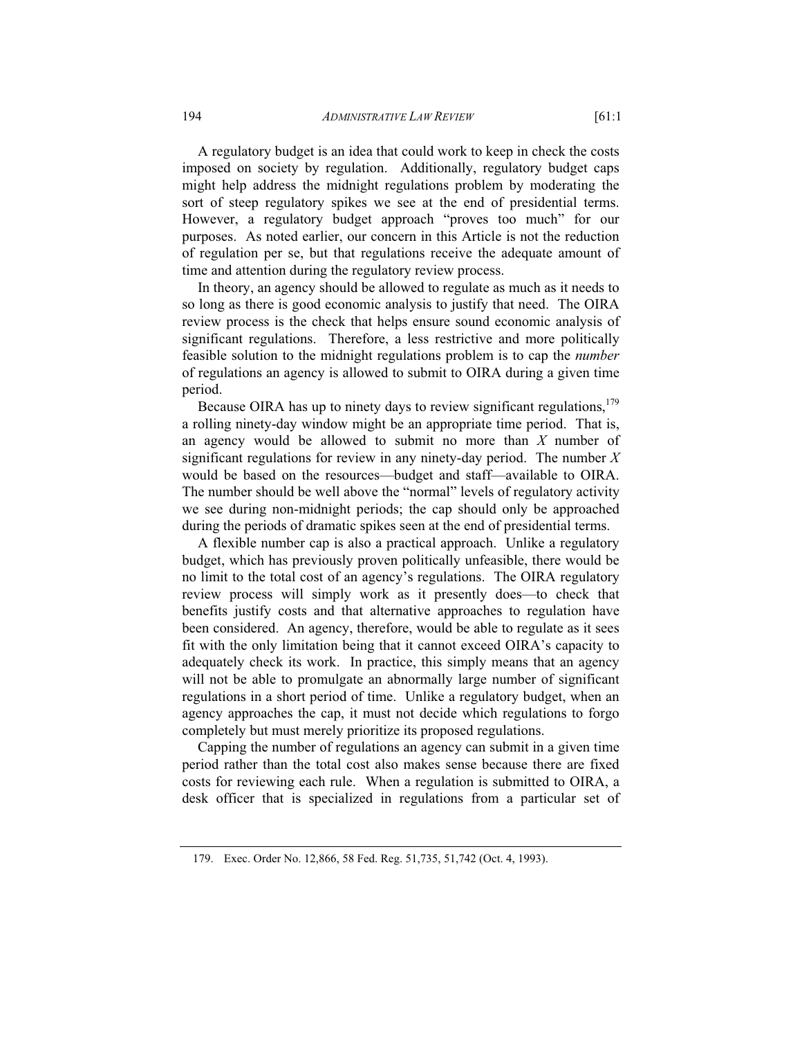A regulatory budget is an idea that could work to keep in check the costs imposed on society by regulation. Additionally, regulatory budget caps might help address the midnight regulations problem by moderating the sort of steep regulatory spikes we see at the end of presidential terms. However, a regulatory budget approach "proves too much" for our purposes. As noted earlier, our concern in this Article is not the reduction of regulation per se, but that regulations receive the adequate amount of time and attention during the regulatory review process.

In theory, an agency should be allowed to regulate as much as it needs to so long as there is good economic analysis to justify that need. The OIRA review process is the check that helps ensure sound economic analysis of significant regulations. Therefore, a less restrictive and more politically feasible solution to the midnight regulations problem is to cap the *number* of regulations an agency is allowed to submit to OIRA during a given time period.

Because OIRA has up to ninety days to review significant regulations,[179] a rolling ninety-day window might be an appropriate time period. That is, an agency would be allowed to submit no more than *X* number of significant regulations for review in any ninety-day period. The number *X* would be based on the resources—budget and staff—available to OIRA. The number should be well above the "normal" levels of regulatory activity we see during non-midnight periods; the cap should only be approached during the periods of dramatic spikes seen at the end of presidential terms.

A flexible number cap is also a practical approach. Unlike a regulatory budget, which has previously proven politically unfeasible, there would be no limit to the total cost of an agency's regulations. The OIRA regulatory review process will simply work as it presently does—to check that benefits justify costs and that alternative approaches to regulation have been considered. An agency, therefore, would be able to regulate as it sees fit with the only limitation being that it cannot exceed OIRA's capacity to adequately check its work. In practice, this simply means that an agency will not be able to promulgate an abnormally large number of significant regulations in a short period of time. Unlike a regulatory budget, when an agency approaches the cap, it must not decide which regulations to forgo completely but must merely prioritize its proposed regulations.

Capping the number of regulations an agency can submit in a given time period rather than the total cost also makes sense because there are fixed costs for reviewing each rule. When a regulation is submitted to OIRA, a desk officer that is specialized in regulations from a particular set of

179. Exec. Order No. 12,866, 58 Fed. Reg. 51,735, 51,742 (Oct. 4, 1993).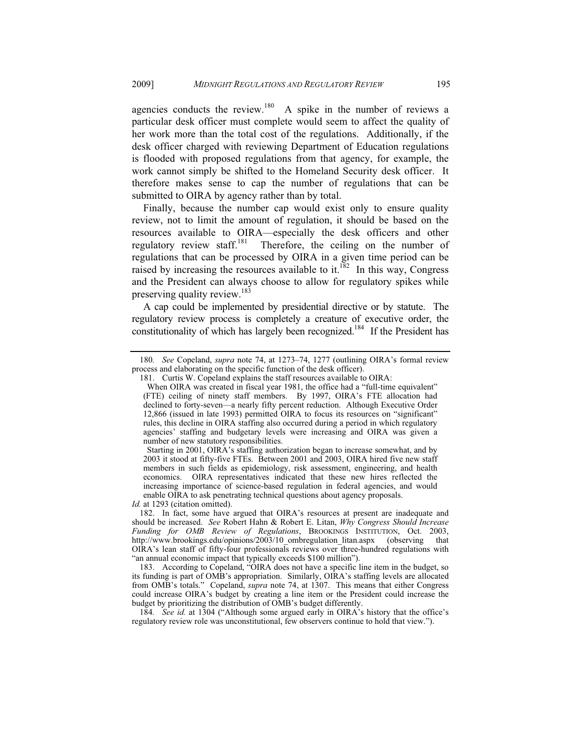agencies conducts the review.[180] A spike in the number of reviews a particular desk officer must complete would seem to affect the quality of her work more than the total cost of the regulations. Additionally, if the desk officer charged with reviewing Department of Education regulations is flooded with proposed regulations from that agency, for example, the work cannot simply be shifted to the Homeland Security desk officer. It therefore makes sense to cap the number of regulations that can be submitted to OIRA by agency rather than by total.

Finally, because the number cap would exist only to ensure quality review, not to limit the amount of regulation, it should be based on the resources available to OIRA—especially the desk officers and other regulatory review staff.[181] Therefore, the ceiling on the number of regulations that can be processed by OIRA in a given time period can be raised by increasing the resources available to it.[182] In this way, Congress and the President can always choose to allow for regulatory spikes while preserving quality review.[183]

A cap could be implemented by presidential directive or by statute. The regulatory review process is completely a creature of executive order, the constitutionality of which has largely been recognized.[184] If the President has

---

180. *See* Copeland, *supra* note 74, at 1273–74, 1277 (outlining OIRA's formal review process and elaborating on the specific function of the desk officer).

181. Curtis W. Copeland explains the staff resources available to OIRA:

> When OIRA was created in fiscal year 1981, the office had a "full-time equivalent" (FTE) ceiling of ninety staff members. By 1997, OIRA's FTE allocation had declined to forty-seven—a nearly fifty percent reduction. Although Executive Order 12,866 (issued in late 1993) permitted OIRA to focus its resources on "significant" rules, this decline in OIRA staffing also occurred during a period in which regulatory agencies' staffing and budgetary levels were increasing and OIRA was given a number of new statutory responsibilities.
>
> Starting in 2001, OIRA's staffing authorization began to increase somewhat, and by 2003 it stood at fifty-five FTEs. Between 2001 and 2003, OIRA hired five new staff members in such fields as epidemiology, risk assessment, engineering, and health economics. OIRA representatives indicated that these new hires reflected the increasing importance of science-based regulation in federal agencies, and would enable OIRA to ask penetrating technical questions about agency proposals.

*Id.* at 1293 (citation omitted).

182. In fact, some have argued that OIRA's resources at present are inadequate and should be increased. *See* Robert Hahn & Robert E. Litan, *Why Congress Should Increase Funding for OMB Review of Regulations*, BROOKINGS INSTITUTION, Oct. 2003, http://www.brookings.edu/opinions/2003/10_ombregulation_litan.aspx (observing that OIRA's lean staff of fifty-four professionals reviews over three-hundred regulations with "an annual economic impact that typically exceeds $100 million").

183. According to Copeland, "OIRA does not have a specific line item in the budget, so its funding is part of OMB's appropriation. Similarly, OIRA's staffing levels are allocated from OMB's totals." Copeland, *supra* note 74, at 1307. This means that either Congress could increase OIRA's budget by creating a line item or the President could increase the budget by prioritizing the distribution of OMB's budget differently.

184. *See id.* at 1304 ("Although some argued early in OIRA's history that the office's regulatory review role was unconstitutional, few observers continue to hold that view.").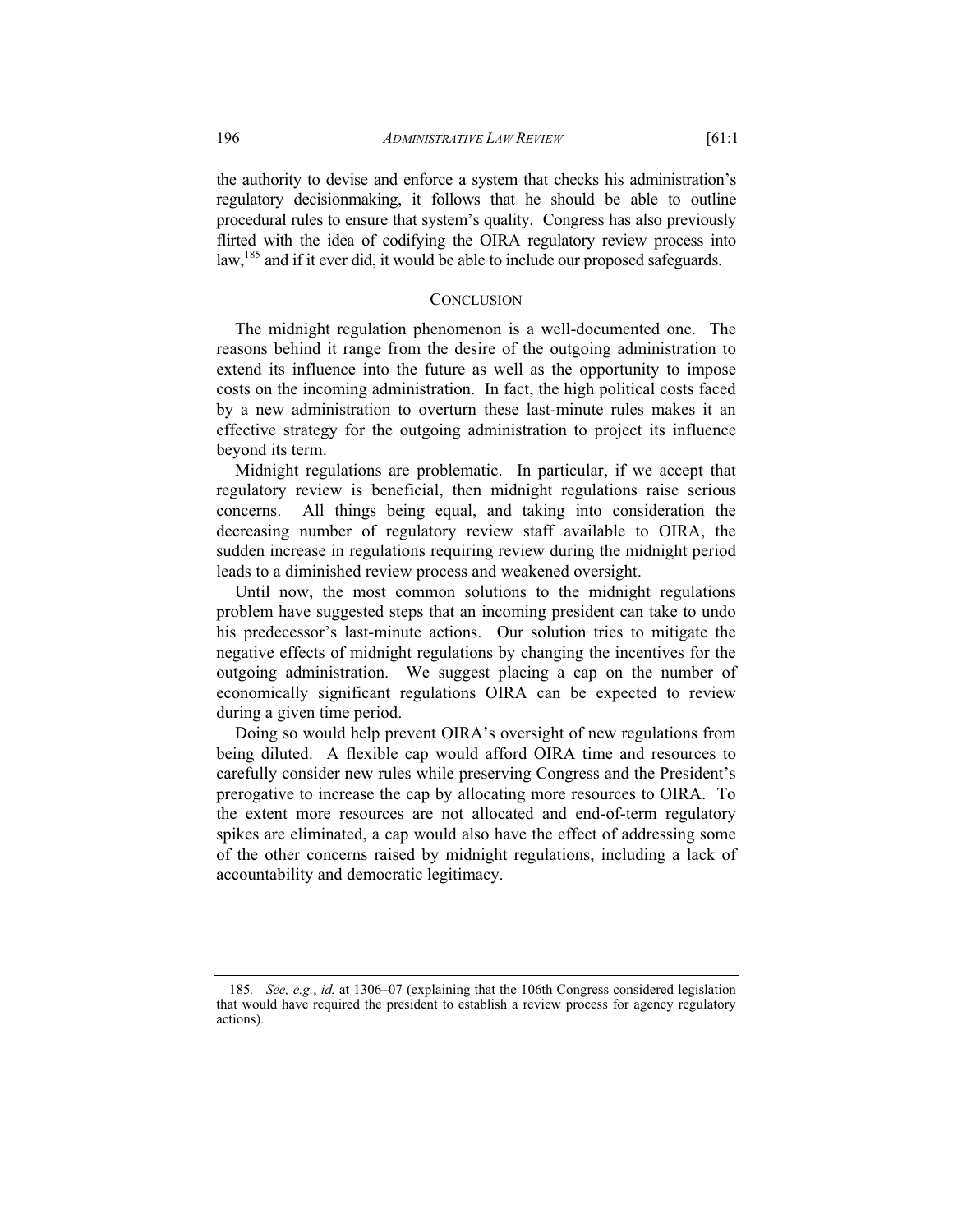the authority to devise and enforce a system that checks his administration's regulatory decisionmaking, it follows that he should be able to outline procedural rules to ensure that system's quality. Congress has also previously flirted with the idea of codifying the OIRA regulatory review process into law,[185] and if it ever did, it would be able to include our proposed safeguards.

## CONCLUSION

The midnight regulation phenomenon is a well-documented one. The reasons behind it range from the desire of the outgoing administration to extend its influence into the future as well as the opportunity to impose costs on the incoming administration. In fact, the high political costs faced by a new administration to overturn these last-minute rules makes it an effective strategy for the outgoing administration to project its influence beyond its term.

Midnight regulations are problematic. In particular, if we accept that regulatory review is beneficial, then midnight regulations raise serious concerns. All things being equal, and taking into consideration the decreasing number of regulatory review staff available to OIRA, the sudden increase in regulations requiring review during the midnight period leads to a diminished review process and weakened oversight.

Until now, the most common solutions to the midnight regulations problem have suggested steps that an incoming president can take to undo his predecessor's last-minute actions. Our solution tries to mitigate the negative effects of midnight regulations by changing the incentives for the outgoing administration. We suggest placing a cap on the number of economically significant regulations OIRA can be expected to review during a given time period.

Doing so would help prevent OIRA's oversight of new regulations from being diluted. A flexible cap would afford OIRA time and resources to carefully consider new rules while preserving Congress and the President's prerogative to increase the cap by allocating more resources to OIRA. To the extent more resources are not allocated and end-of-term regulatory spikes are eliminated, a cap would also have the effect of addressing some of the other concerns raised by midnight regulations, including a lack of accountability and democratic legitimacy.

---

185. *See, e.g.*, *id.* at 1306–07 (explaining that the 106th Congress considered legislation that would have required the president to establish a review process for agency regulatory actions).